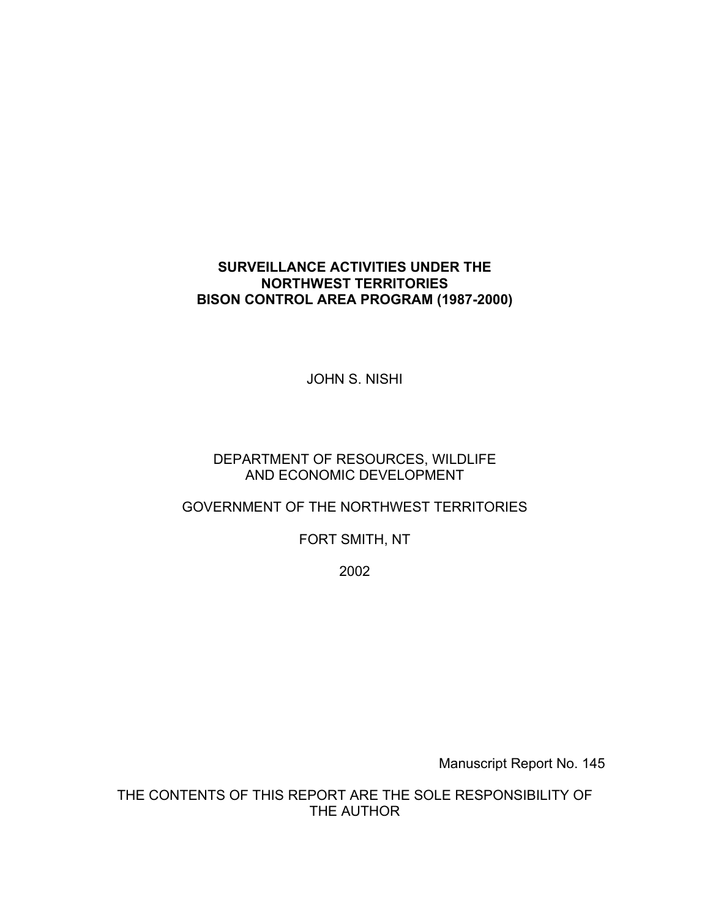# SURVEILLANCE ACTIVITIES UNDER THE NORTHWEST TERRITORIES BISON CONTROL AREA PROGRAM (1987-2000)

JOHN S. NISHI

DEPARTMENT OF RESOURCES, WILDLIFE AND ECONOMIC DEVELOPMENT

GOVERNMENT OF THE NORTHWEST TERRITORIES

FORT SMITH, NT

2002

Manuscript Report No. 145

THE CONTENTS OF THIS REPORT ARE THE SOLE RESPONSIBILITY OF THE AUTHOR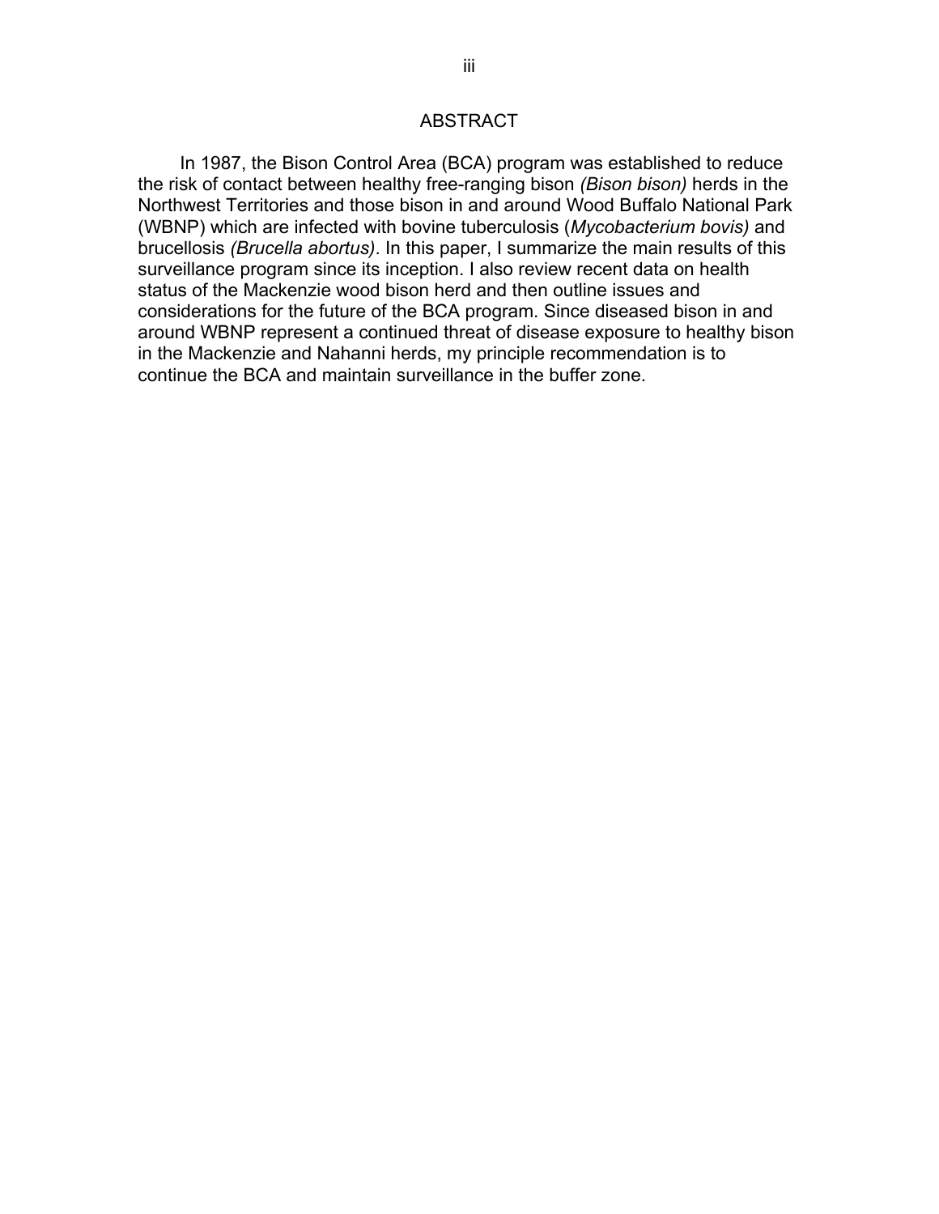# ABSTRACT

In 1987, the Bison Control Area (BCA) program was established to reduce the risk of contact between healthy free-ranging bison *(Bison bison)* herds in the Northwest Territories and those bison in and around Wood Buffalo National Park (WBNP) which are infected with bovine tuberculosis (*Mycobacterium bovis)* and brucellosis *(Brucella abortus)*. In this paper, I summarize the main results of this surveillance program since its inception. I also review recent data on health status of the Mackenzie wood bison herd and then outline issues and considerations for the future of the BCA program. Since diseased bison in and around WBNP represent a continued threat of disease exposure to healthy bison in the Mackenzie and Nahanni herds, my principle recommendation is to continue the BCA and maintain surveillance in the buffer zone.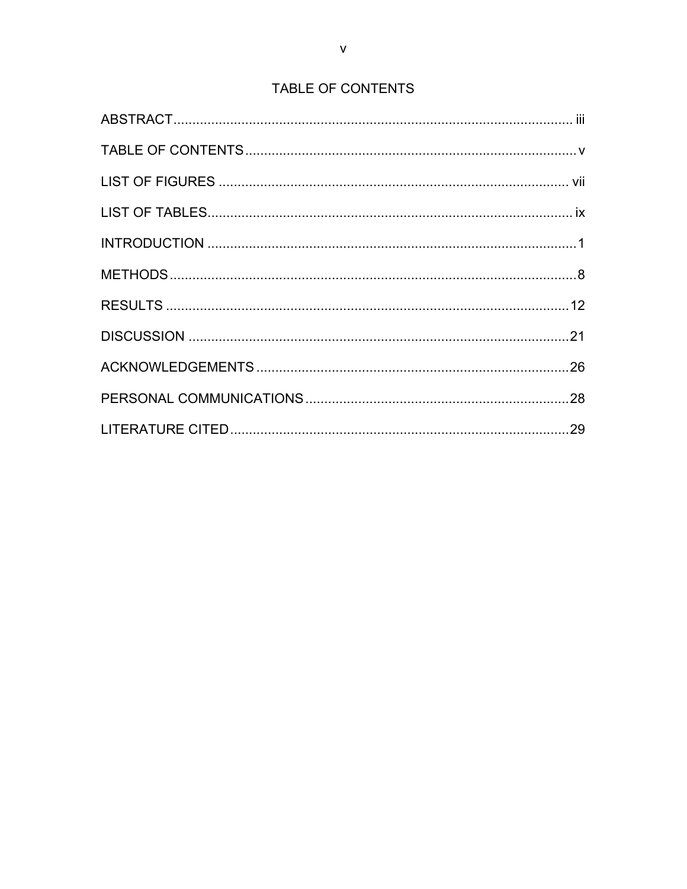# TABLE OF CONTENTS

| | |
|---|---|
| ABSTRACT | iii |
| TABLE OF CONTENTS | v |
| LIST OF FIGURES | vii |
| LIST OF TABLES | ix |
| INTRODUCTION | 1 |
| METHODS | 8 |
| RESULTS | 12 |
| DISCUSSION | 21 |
| ACKNOWLEDGEMENTS | 26 |
| PERSONAL COMMUNICATIONS | 28 |
| LITERATURE CITED | 29 |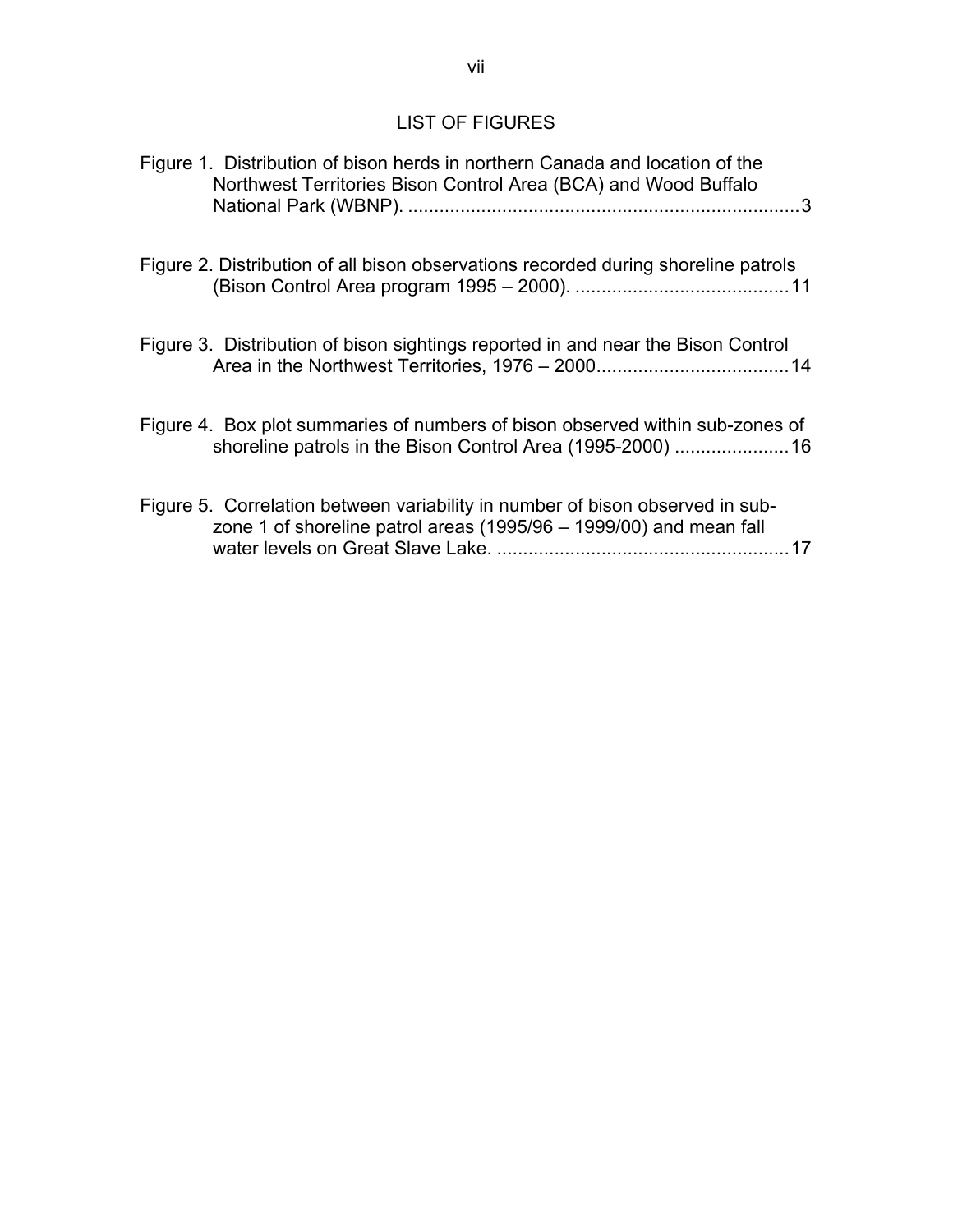## LIST OF FIGURES

Figure 1. Distribution of bison herds in northern Canada and location of the Northwest Territories Bison Control Area (BCA) and Wood Buffalo National Park (WBNP). ........................................................................... 3

Figure 2. Distribution of all bison observations recorded during shoreline patrols (Bison Control Area program 1995 – 2000). ......................................... 11

Figure 3. Distribution of bison sightings reported in and near the Bison Control Area in the Northwest Territories, 1976 – 2000..................................... 14

Figure 4. Box plot summaries of numbers of bison observed within sub-zones of shoreline patrols in the Bison Control Area (1995-2000) ...................... 16

Figure 5. Correlation between variability in number of bison observed in sub-zone 1 of shoreline patrol areas (1995/96 – 1999/00) and mean fall water levels on Great Slave Lake. ........................................................ 17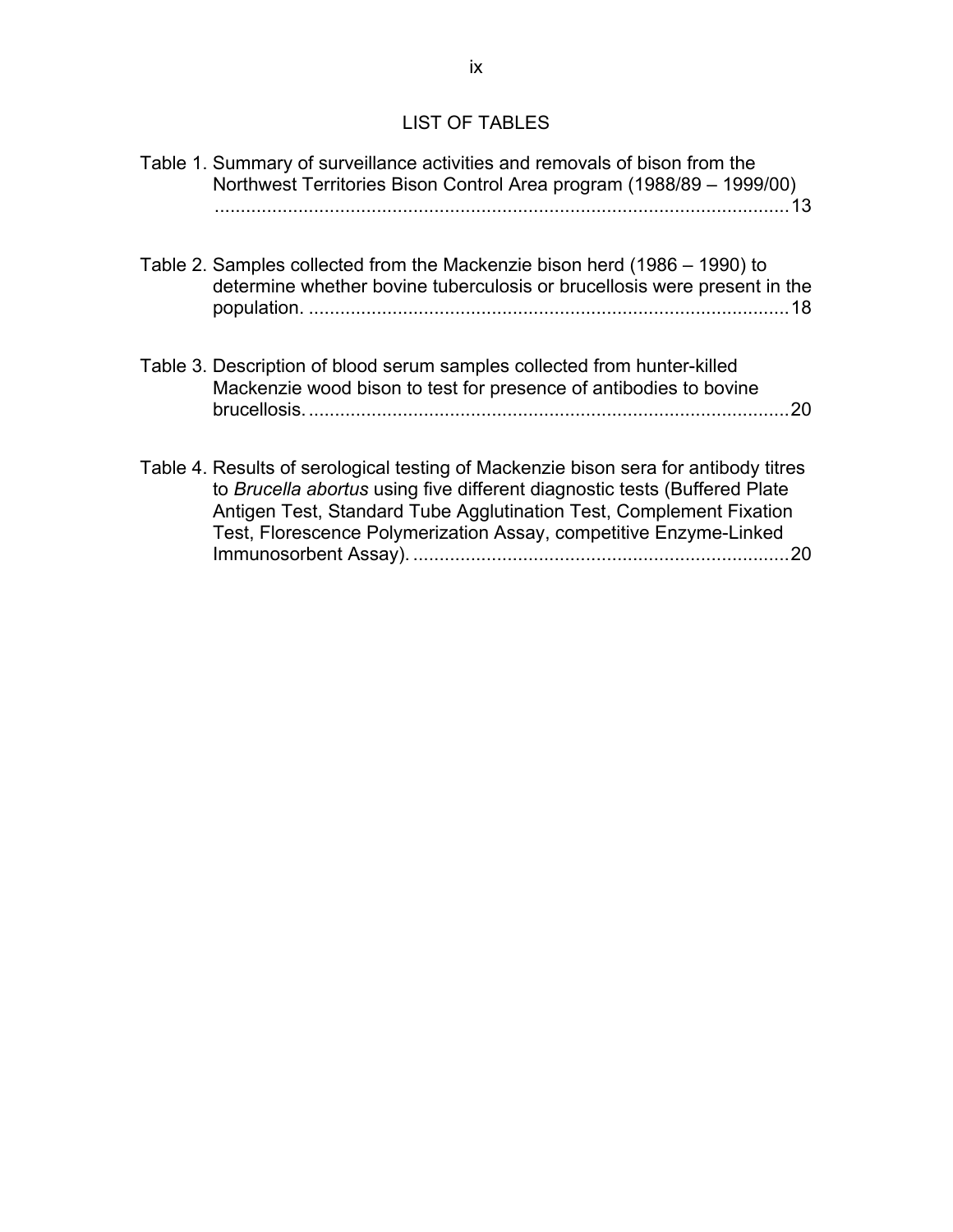# LIST OF TABLES

Table 1. Summary of surveillance activities and removals of bison from the Northwest Territories Bison Control Area program (1988/89 – 1999/00) ....................................................................................................... 13

Table 2. Samples collected from the Mackenzie bison herd (1986 – 1990) to determine whether bovine tuberculosis or brucellosis were present in the population. ........................................................................................... 18

Table 3. Description of blood serum samples collected from hunter-killed Mackenzie wood bison to test for presence of antibodies to bovine brucellosis. ........................................................................................... 20

Table 4. Results of serological testing of Mackenzie bison sera for antibody titres to *Brucella abortus* using five different diagnostic tests (Buffered Plate Antigen Test, Standard Tube Agglutination Test, Complement Fixation Test, Florescence Polymerization Assay, competitive Enzyme-Linked Immunosorbent Assay). ........................................................................ 20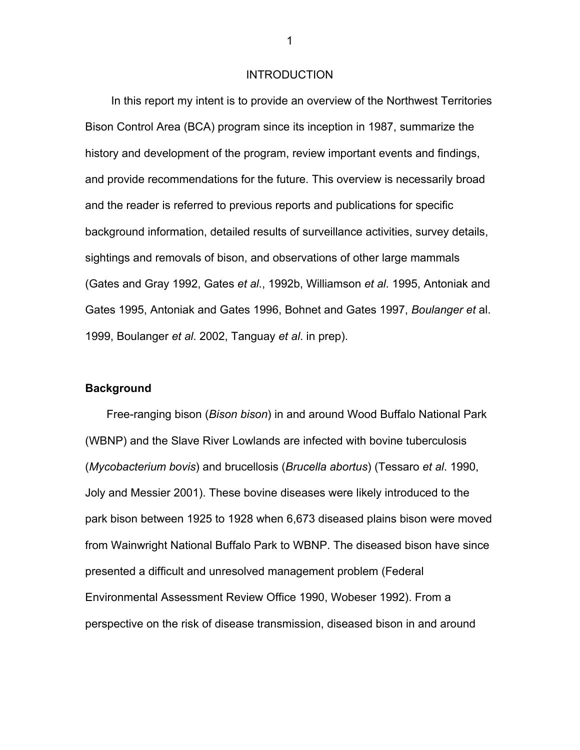# INTRODUCTION

In this report my intent is to provide an overview of the Northwest Territories Bison Control Area (BCA) program since its inception in 1987, summarize the history and development of the program, review important events and findings, and provide recommendations for the future. This overview is necessarily broad and the reader is referred to previous reports and publications for specific background information, detailed results of surveillance activities, survey details, sightings and removals of bison, and observations of other large mammals (Gates and Gray 1992, Gates *et al*., 1992b, Williamson *et al*. 1995, Antoniak and Gates 1995, Antoniak and Gates 1996, Bohnet and Gates 1997, *Boulanger et* al. 1999, Boulanger *et al*. 2002, Tanguay *et al*. in prep).

## Background

Free-ranging bison (*Bison bison*) in and around Wood Buffalo National Park (WBNP) and the Slave River Lowlands are infected with bovine tuberculosis (*Mycobacterium bovis*) and brucellosis (*Brucella abortus*) (Tessaro *et al*. 1990, Joly and Messier 2001). These bovine diseases were likely introduced to the park bison between 1925 to 1928 when 6,673 diseased plains bison were moved from Wainwright National Buffalo Park to WBNP. The diseased bison have since presented a difficult and unresolved management problem (Federal Environmental Assessment Review Office 1990, Wobeser 1992). From a perspective on the risk of disease transmission, diseased bison in and around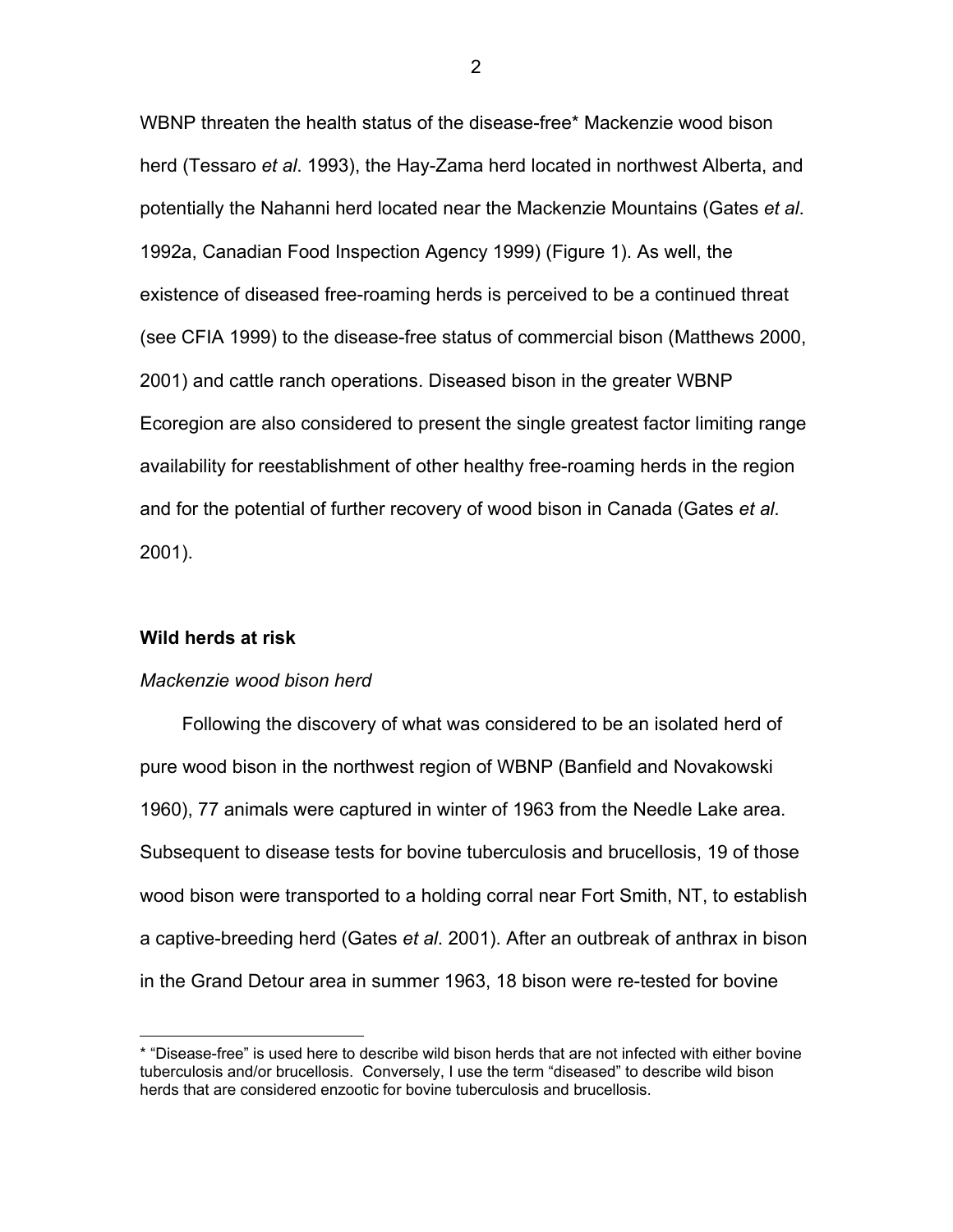WBNP threaten the health status of the disease-free* Mackenzie wood bison herd (Tessaro *et al*. 1993), the Hay-Zama herd located in northwest Alberta, and potentially the Nahanni herd located near the Mackenzie Mountains (Gates *et al*. 1992a, Canadian Food Inspection Agency 1999) (Figure 1). As well, the existence of diseased free-roaming herds is perceived to be a continued threat (see CFIA 1999) to the disease-free status of commercial bison (Matthews 2000, 2001) and cattle ranch operations. Diseased bison in the greater WBNP Ecoregion are also considered to present the single greatest factor limiting range availability for reestablishment of other healthy free-roaming herds in the region and for the potential of further recovery of wood bison in Canada (Gates *et al*. 2001).

**Wild herds at risk**

*Mackenzie wood bison herd*

Following the discovery of what was considered to be an isolated herd of pure wood bison in the northwest region of WBNP (Banfield and Novakowski 1960), 77 animals were captured in winter of 1963 from the Needle Lake area. Subsequent to disease tests for bovine tuberculosis and brucellosis, 19 of those wood bison were transported to a holding corral near Fort Smith, NT, to establish a captive-breeding herd (Gates *et al*. 2001). After an outbreak of anthrax in bison in the Grand Detour area in summer 1963, 18 bison were re-tested for bovine

---

* "Disease-free" is used here to describe wild bison herds that are not infected with either bovine tuberculosis and/or brucellosis. Conversely, I use the term "diseased" to describe wild bison herds that are considered enzootic for bovine tuberculosis and brucellosis.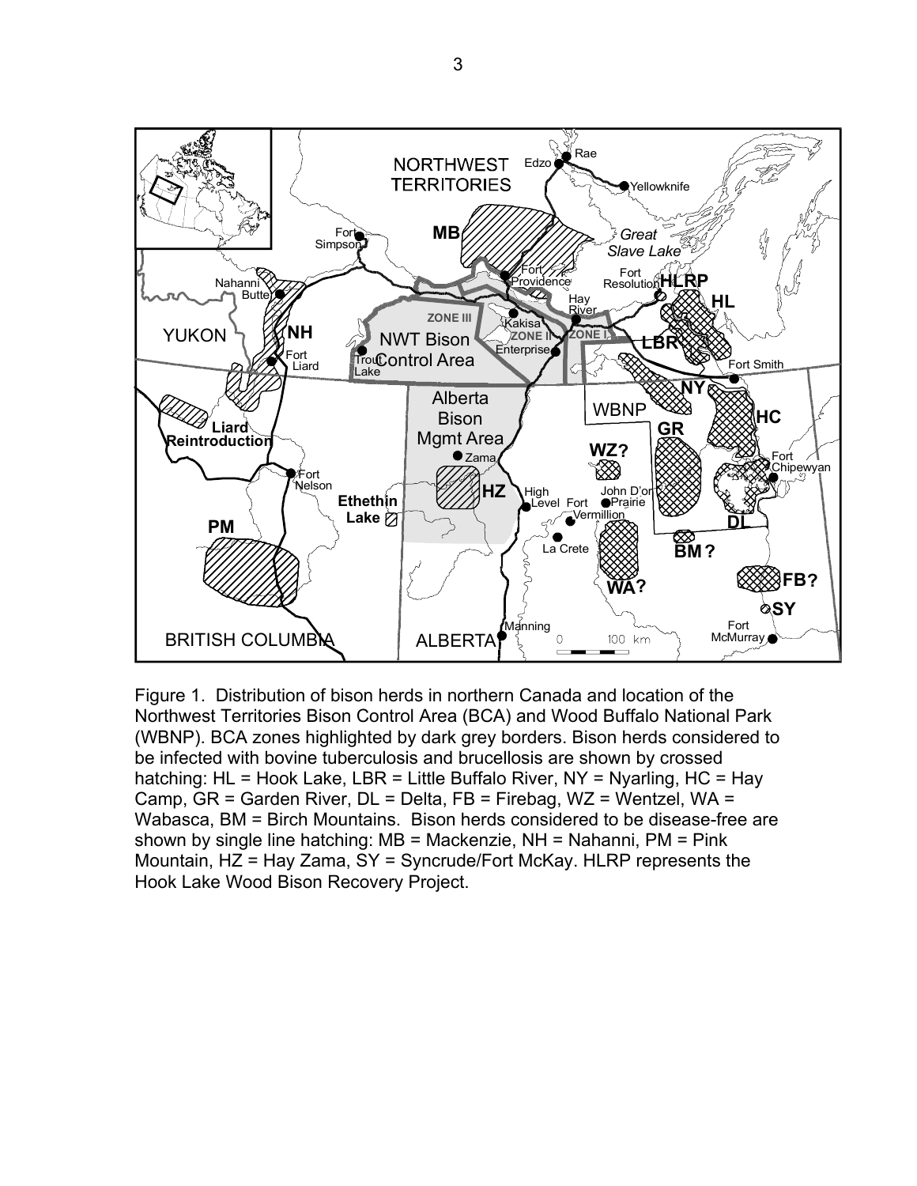Figure 1. Distribution of bison herds in northern Canada and location of the Northwest Territories Bison Control Area (BCA) and Wood Buffalo National Park (WBNP). BCA zones highlighted by dark grey borders. Bison herds considered to be infected with bovine tuberculosis and brucellosis are shown by crossed hatching: HL = Hook Lake, LBR = Little Buffalo River, NY = Nyarling, HC = Hay Camp, GR = Garden River, DL = Delta, FB = Firebag, WZ = Wentzel, WA = Wabasca, BM = Birch Mountains. Bison herds considered to be disease-free are shown by single line hatching: MB = Mackenzie, NH = Nahanni, PM = Pink Mountain, HZ = Hay Zama, SY = Syncrude/Fort McKay. HLRP represents the Hook Lake Wood Bison Recovery Project.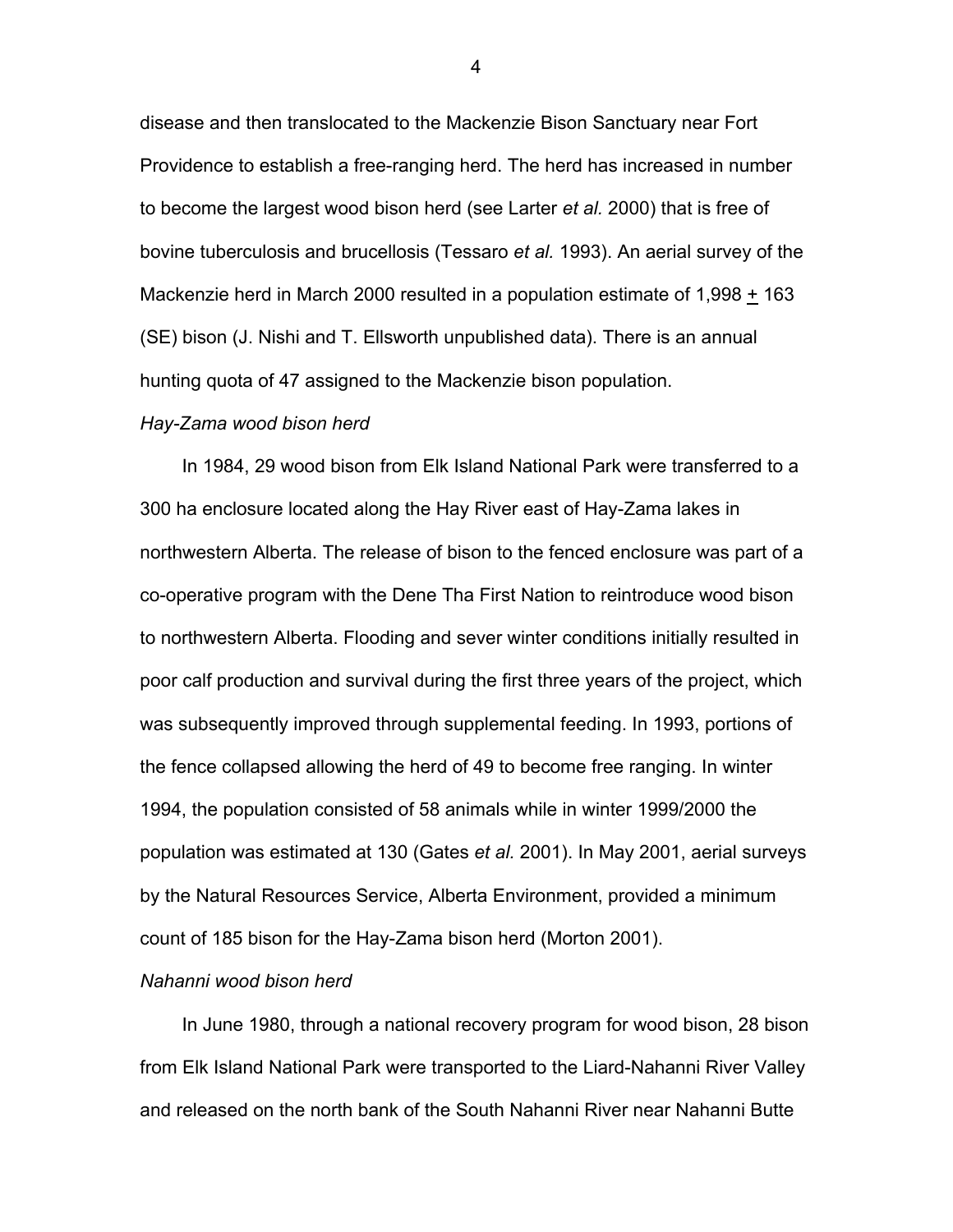disease and then translocated to the Mackenzie Bison Sanctuary near Fort Providence to establish a free-ranging herd. The herd has increased in number to become the largest wood bison herd (see Larter *et al.* 2000) that is free of bovine tuberculosis and brucellosis (Tessaro *et al.* 1993). An aerial survey of the Mackenzie herd in March 2000 resulted in a population estimate of 1,998 $\pm$ 163 (SE) bison (J. Nishi and T. Ellsworth unpublished data). There is an annual hunting quota of 47 assigned to the Mackenzie bison population.

*Hay-Zama wood bison herd*

In 1984, 29 wood bison from Elk Island National Park were transferred to a 300 ha enclosure located along the Hay River east of Hay-Zama lakes in northwestern Alberta. The release of bison to the fenced enclosure was part of a co-operative program with the Dene Tha First Nation to reintroduce wood bison to northwestern Alberta. Flooding and sever winter conditions initially resulted in poor calf production and survival during the first three years of the project, which was subsequently improved through supplemental feeding. In 1993, portions of the fence collapsed allowing the herd of 49 to become free ranging. In winter 1994, the population consisted of 58 animals while in winter 1999/2000 the population was estimated at 130 (Gates *et al.* 2001). In May 2001, aerial surveys by the Natural Resources Service, Alberta Environment, provided a minimum count of 185 bison for the Hay-Zama bison herd (Morton 2001).

*Nahanni wood bison herd*

In June 1980, through a national recovery program for wood bison, 28 bison from Elk Island National Park were transported to the Liard-Nahanni River Valley and released on the north bank of the South Nahanni River near Nahanni Butte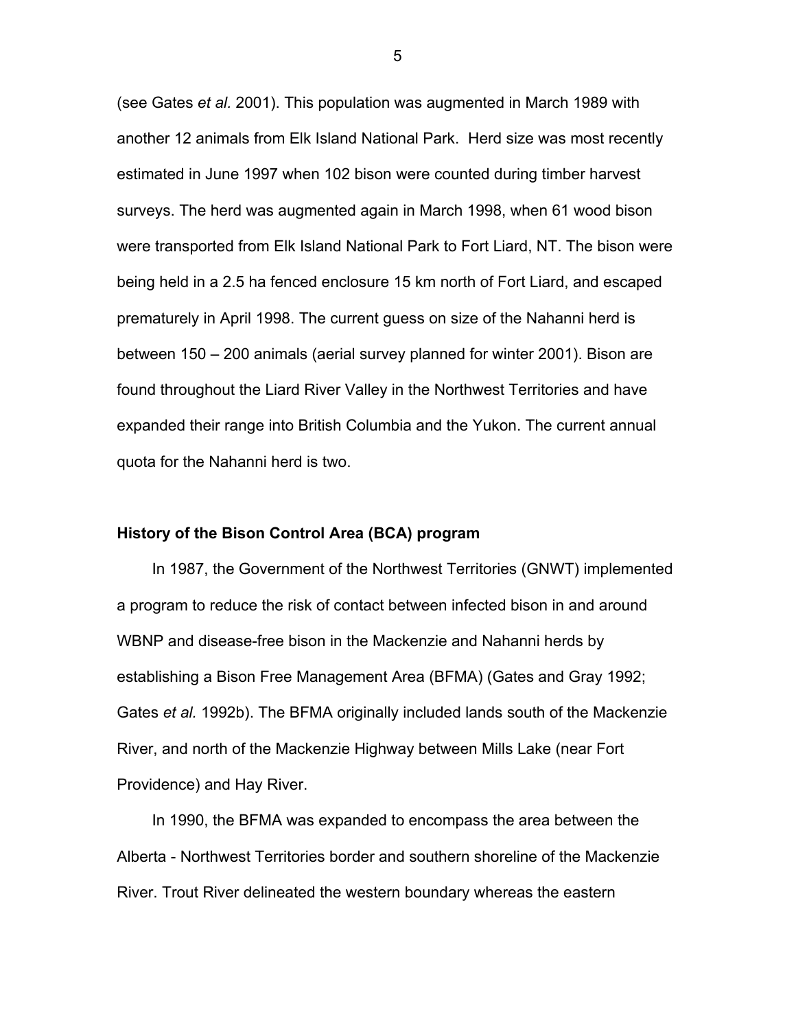(see Gates *et al.* 2001). This population was augmented in March 1989 with another 12 animals from Elk Island National Park. Herd size was most recently estimated in June 1997 when 102 bison were counted during timber harvest surveys. The herd was augmented again in March 1998, when 61 wood bison were transported from Elk Island National Park to Fort Liard, NT. The bison were being held in a 2.5 ha fenced enclosure 15 km north of Fort Liard, and escaped prematurely in April 1998. The current guess on size of the Nahanni herd is between 150 – 200 animals (aerial survey planned for winter 2001). Bison are found throughout the Liard River Valley in the Northwest Territories and have expanded their range into British Columbia and the Yukon. The current annual quota for the Nahanni herd is two.

## History of the Bison Control Area (BCA) program

In 1987, the Government of the Northwest Territories (GNWT) implemented a program to reduce the risk of contact between infected bison in and around WBNP and disease-free bison in the Mackenzie and Nahanni herds by establishing a Bison Free Management Area (BFMA) (Gates and Gray 1992; Gates *et al.* 1992b). The BFMA originally included lands south of the Mackenzie River, and north of the Mackenzie Highway between Mills Lake (near Fort Providence) and Hay River.

In 1990, the BFMA was expanded to encompass the area between the Alberta - Northwest Territories border and southern shoreline of the Mackenzie River. Trout River delineated the western boundary whereas the eastern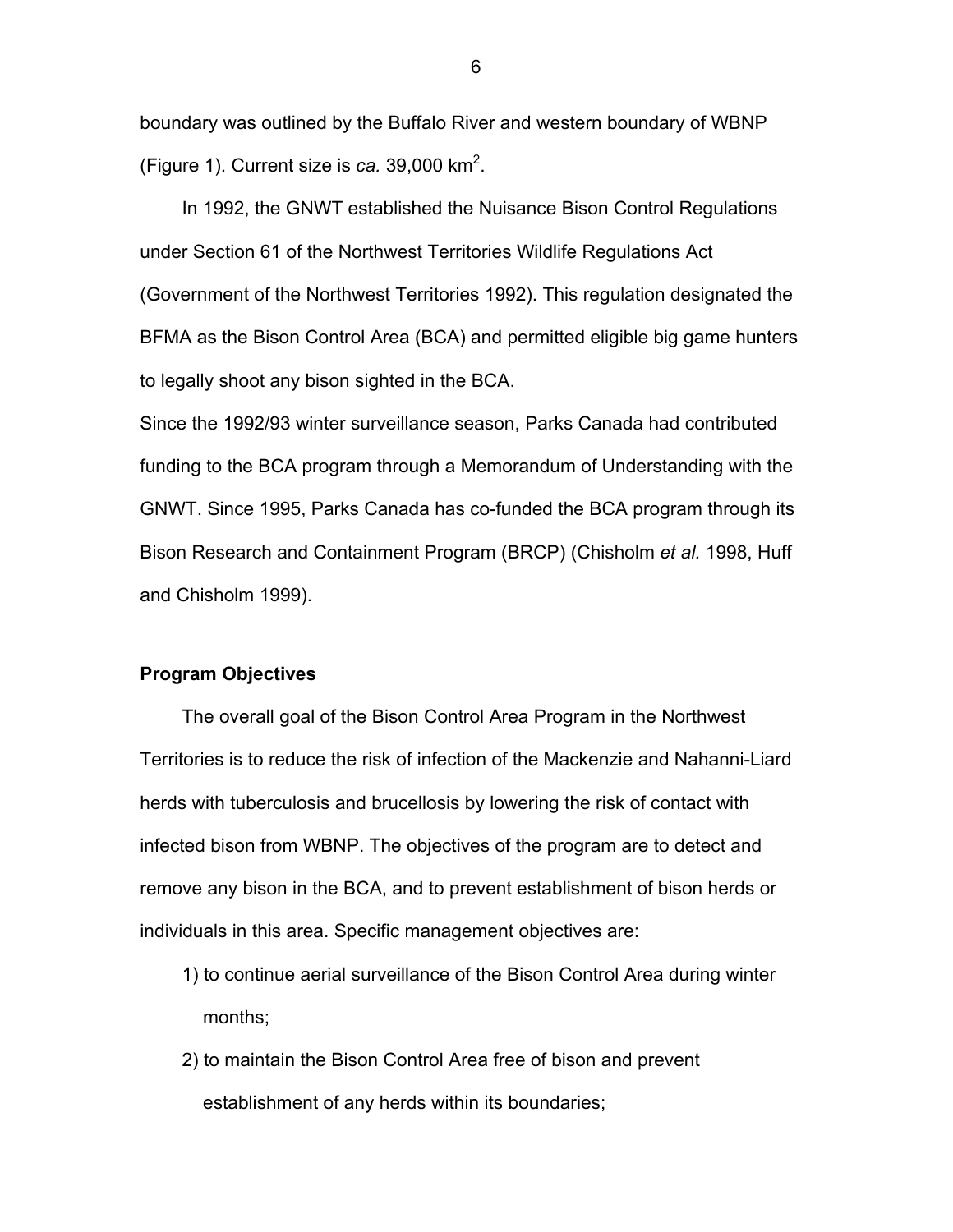boundary was outlined by the Buffalo River and western boundary of WBNP (Figure 1). Current size is *ca.* 39,000 km$^2$.

In 1992, the GNWT established the Nuisance Bison Control Regulations under Section 61 of the Northwest Territories Wildlife Regulations Act (Government of the Northwest Territories 1992). This regulation designated the BFMA as the Bison Control Area (BCA) and permitted eligible big game hunters to legally shoot any bison sighted in the BCA.

Since the 1992/93 winter surveillance season, Parks Canada had contributed funding to the BCA program through a Memorandum of Understanding with the GNWT. Since 1995, Parks Canada has co-funded the BCA program through its Bison Research and Containment Program (BRCP) (Chisholm *et al.* 1998, Huff and Chisholm 1999).

**Program Objectives**

The overall goal of the Bison Control Area Program in the Northwest Territories is to reduce the risk of infection of the Mackenzie and Nahanni-Liard herds with tuberculosis and brucellosis by lowering the risk of contact with infected bison from WBNP. The objectives of the program are to detect and remove any bison in the BCA, and to prevent establishment of bison herds or individuals in this area. Specific management objectives are:

1) to continue aerial surveillance of the Bison Control Area during winter months;
2) to maintain the Bison Control Area free of bison and prevent establishment of any herds within its boundaries;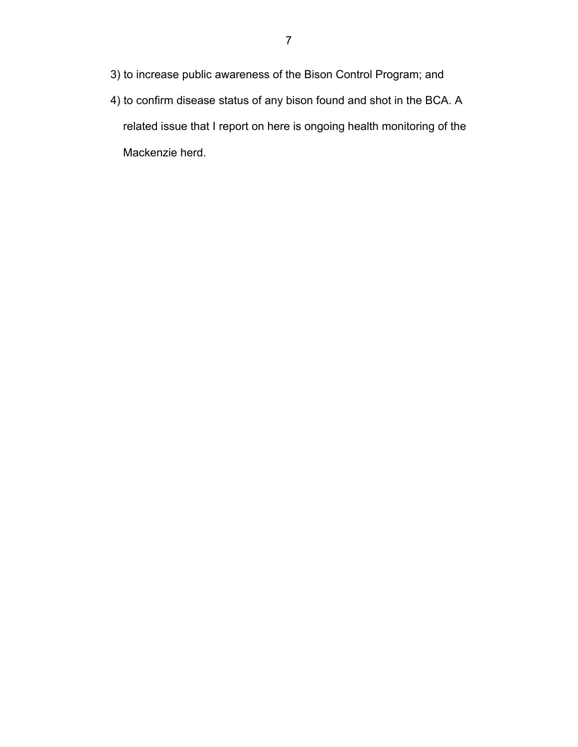3) to increase public awareness of the Bison Control Program; and
4) to confirm disease status of any bison found and shot in the BCA. A related issue that I report on here is ongoing health monitoring of the Mackenzie herd.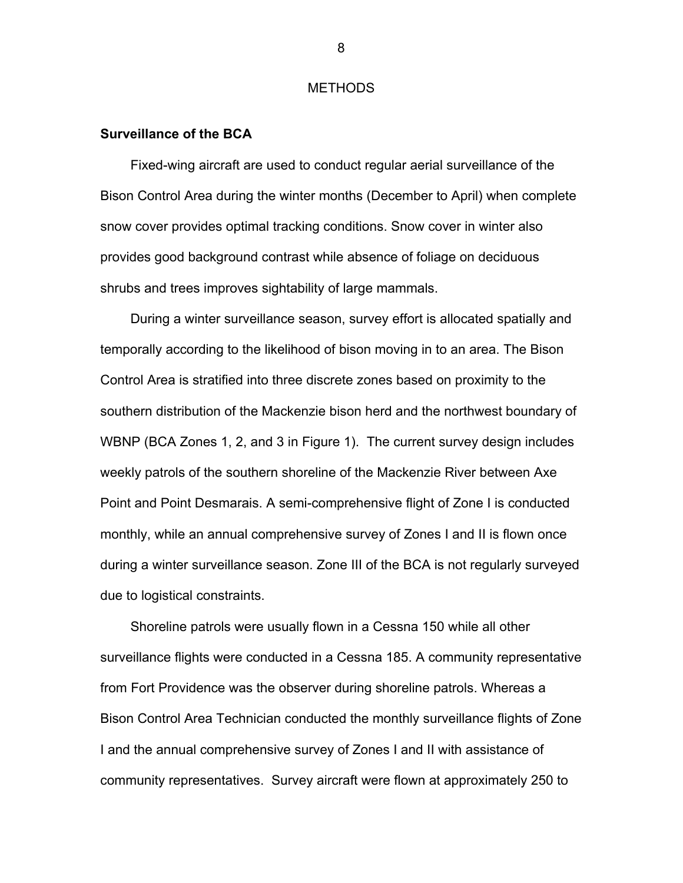# METHODS

**Surveillance of the BCA**

Fixed-wing aircraft are used to conduct regular aerial surveillance of the Bison Control Area during the winter months (December to April) when complete snow cover provides optimal tracking conditions. Snow cover in winter also provides good background contrast while absence of foliage on deciduous shrubs and trees improves sightability of large mammals.

During a winter surveillance season, survey effort is allocated spatially and temporally according to the likelihood of bison moving in to an area. The Bison Control Area is stratified into three discrete zones based on proximity to the southern distribution of the Mackenzie bison herd and the northwest boundary of WBNP (BCA Zones 1, 2, and 3 in Figure 1). The current survey design includes weekly patrols of the southern shoreline of the Mackenzie River between Axe Point and Point Desmarais. A semi-comprehensive flight of Zone I is conducted monthly, while an annual comprehensive survey of Zones I and II is flown once during a winter surveillance season. Zone III of the BCA is not regularly surveyed due to logistical constraints.

Shoreline patrols were usually flown in a Cessna 150 while all other surveillance flights were conducted in a Cessna 185. A community representative from Fort Providence was the observer during shoreline patrols. Whereas a Bison Control Area Technician conducted the monthly surveillance flights of Zone I and the annual comprehensive survey of Zones I and II with assistance of community representatives. Survey aircraft were flown at approximately 250 to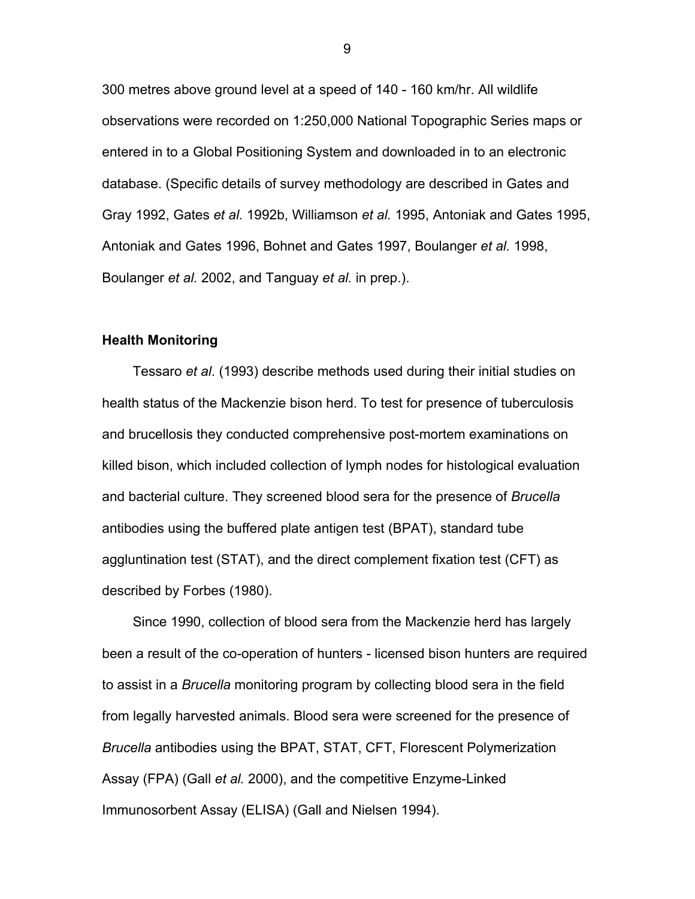300 metres above ground level at a speed of 140 - 160 km/hr. All wildlife observations were recorded on 1:250,000 National Topographic Series maps or entered in to a Global Positioning System and downloaded in to an electronic database. (Specific details of survey methodology are described in Gates and Gray 1992, Gates *et al.* 1992b, Williamson *et al.* 1995, Antoniak and Gates 1995, Antoniak and Gates 1996, Bohnet and Gates 1997, Boulanger *et al.* 1998, Boulanger *et al.* 2002, and Tanguay *et al.* in prep.).

**Health Monitoring**

Tessaro *et al*. (1993) describe methods used during their initial studies on health status of the Mackenzie bison herd. To test for presence of tuberculosis and brucellosis they conducted comprehensive post-mortem examinations on killed bison, which included collection of lymph nodes for histological evaluation and bacterial culture. They screened blood sera for the presence of *Brucella* antibodies using the buffered plate antigen test (BPAT), standard tube aggluntination test (STAT), and the direct complement fixation test (CFT) as described by Forbes (1980).

Since 1990, collection of blood sera from the Mackenzie herd has largely been a result of the co-operation of hunters - licensed bison hunters are required to assist in a *Brucella* monitoring program by collecting blood sera in the field from legally harvested animals. Blood sera were screened for the presence of *Brucella* antibodies using the BPAT, STAT, CFT, Florescent Polymerization Assay (FPA) (Gall *et al.* 2000), and the competitive Enzyme-Linked Immunosorbent Assay (ELISA) (Gall and Nielsen 1994).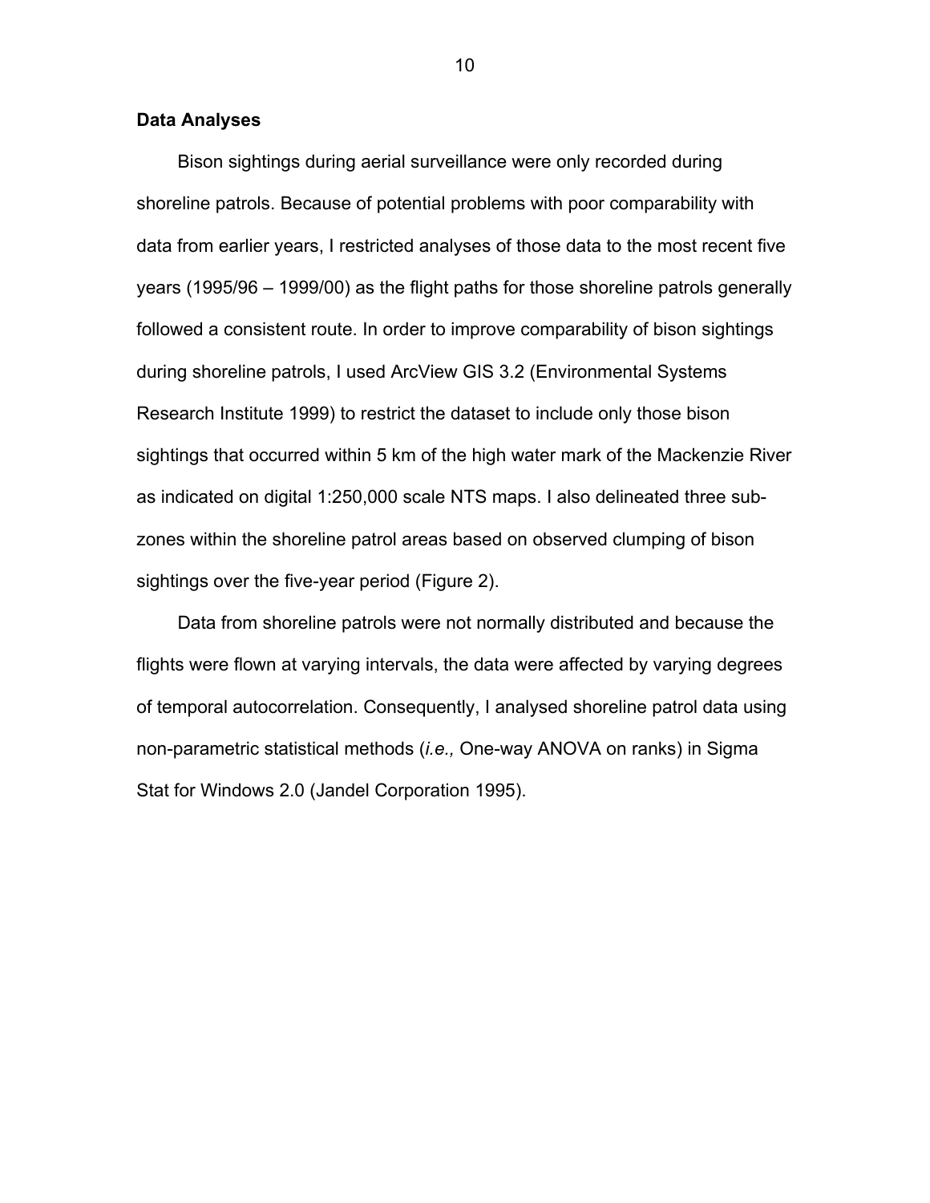**Data Analyses**

Bison sightings during aerial surveillance were only recorded during shoreline patrols. Because of potential problems with poor comparability with data from earlier years, I restricted analyses of those data to the most recent five years (1995/96 – 1999/00) as the flight paths for those shoreline patrols generally followed a consistent route. In order to improve comparability of bison sightings during shoreline patrols, I used ArcView GIS 3.2 (Environmental Systems Research Institute 1999) to restrict the dataset to include only those bison sightings that occurred within 5 km of the high water mark of the Mackenzie River as indicated on digital 1:250,000 scale NTS maps. I also delineated three sub-zones within the shoreline patrol areas based on observed clumping of bison sightings over the five-year period (Figure 2).

Data from shoreline patrols were not normally distributed and because the flights were flown at varying intervals, the data were affected by varying degrees of temporal autocorrelation. Consequently, I analysed shoreline patrol data using non-parametric statistical methods (*i.e.,* One-way ANOVA on ranks) in Sigma Stat for Windows 2.0 (Jandel Corporation 1995).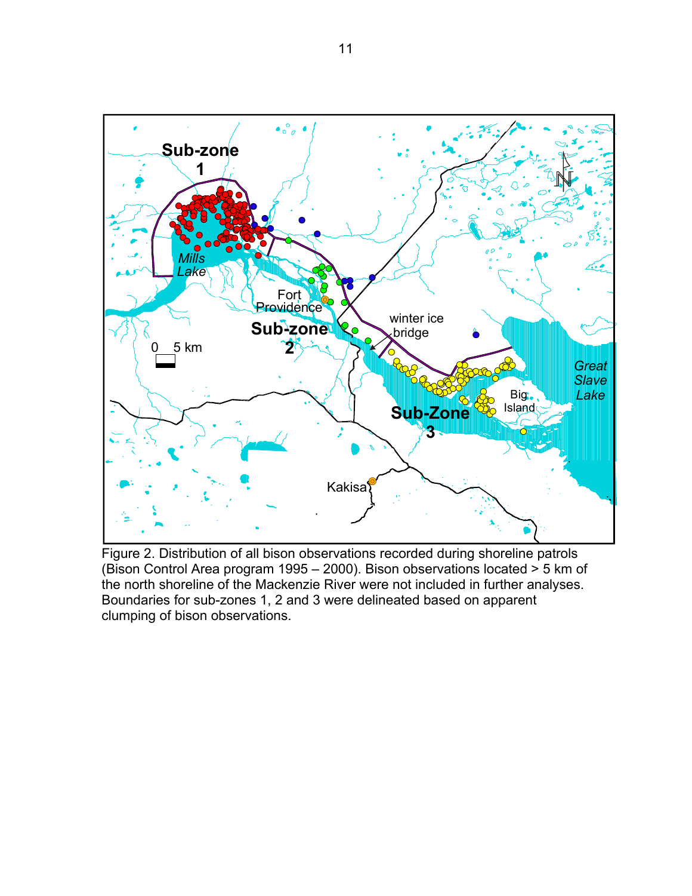Figure 2. Distribution of all bison observations recorded during shoreline patrols (Bison Control Area program 1995 – 2000). Bison observations located > 5 km of the north shoreline of the Mackenzie River were not included in further analyses. Boundaries for sub-zones 1, 2 and 3 were delineated based on apparent clumping of bison observations.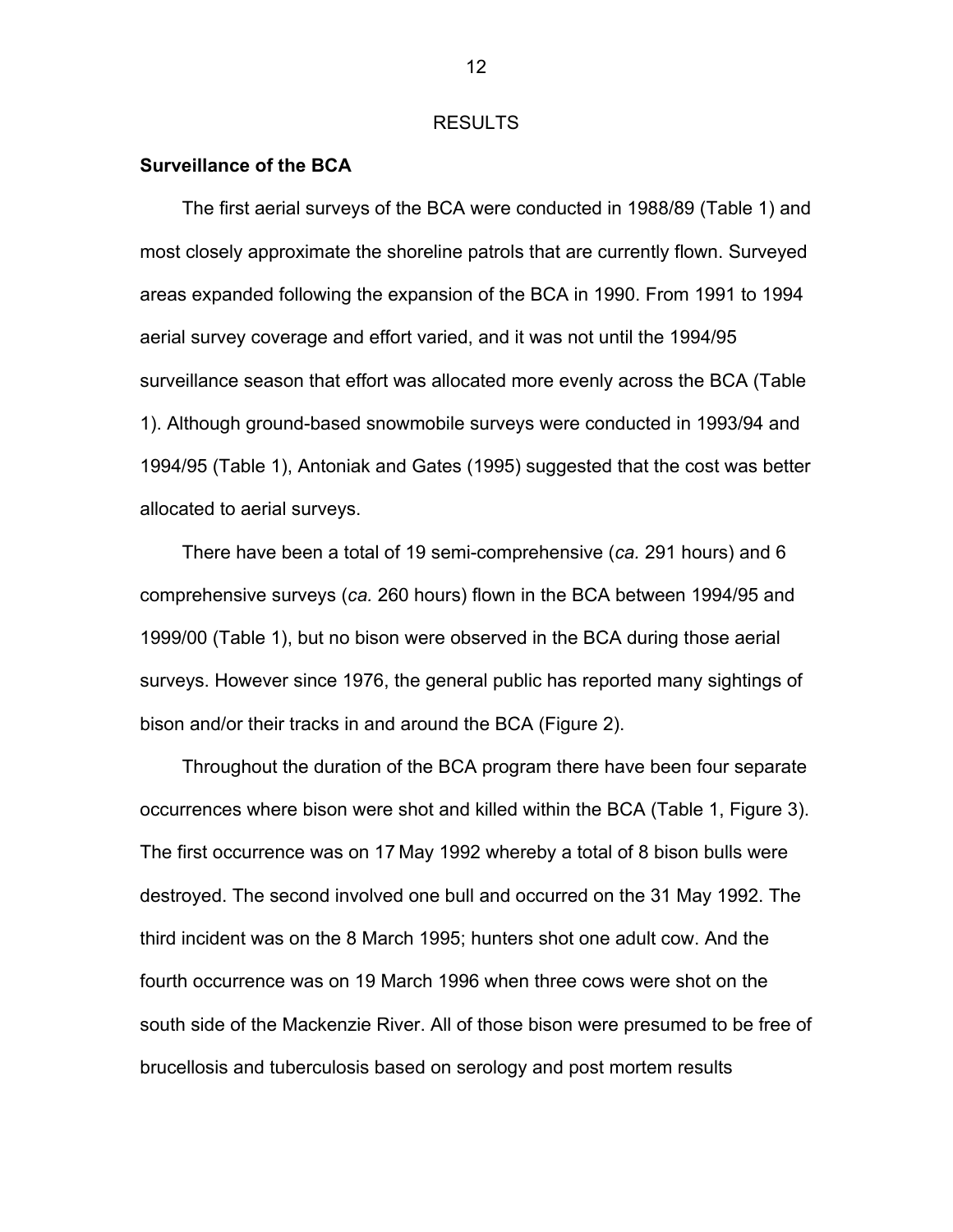# RESULTS

## Surveillance of the BCA

The first aerial surveys of the BCA were conducted in 1988/89 (Table 1) and most closely approximate the shoreline patrols that are currently flown. Surveyed areas expanded following the expansion of the BCA in 1990. From 1991 to 1994 aerial survey coverage and effort varied, and it was not until the 1994/95 surveillance season that effort was allocated more evenly across the BCA (Table 1). Although ground-based snowmobile surveys were conducted in 1993/94 and 1994/95 (Table 1), Antoniak and Gates (1995) suggested that the cost was better allocated to aerial surveys.

There have been a total of 19 semi-comprehensive (*ca.* 291 hours) and 6 comprehensive surveys (*ca.* 260 hours) flown in the BCA between 1994/95 and 1999/00 (Table 1), but no bison were observed in the BCA during those aerial surveys. However since 1976, the general public has reported many sightings of bison and/or their tracks in and around the BCA (Figure 2).

Throughout the duration of the BCA program there have been four separate occurrences where bison were shot and killed within the BCA (Table 1, Figure 3). The first occurrence was on 17 May 1992 whereby a total of 8 bison bulls were destroyed. The second involved one bull and occurred on the 31 May 1992. The third incident was on the 8 March 1995; hunters shot one adult cow. And the fourth occurrence was on 19 March 1996 when three cows were shot on the south side of the Mackenzie River. All of those bison were presumed to be free of brucellosis and tuberculosis based on serology and post mortem results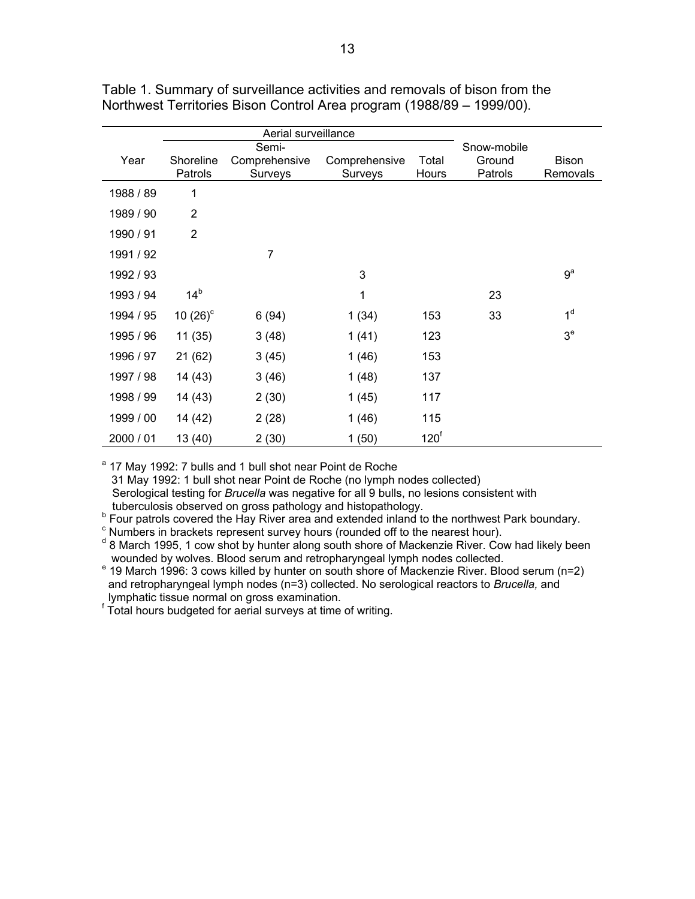Table 1. Summary of surveillance activities and removals of bison from the Northwest Territories Bison Control Area program (1988/89 – 1999/00).

| | Aerial surveillance | | | | | |
|---|---|---|---|---|---|---|
| Year | Shoreline Patrols | Semi-Comprehensive Surveys | Comprehensive Surveys | Total Hours | Snow-mobile Ground Patrols | Bison Removals |
| 1988 / 89 | 1 | | | | | |
| 1989 / 90 | 2 | | | | | |
| 1990 / 91 | 2 | | | | | |
| 1991 / 92 | | 7 | | | | |
| 1992 / 93 | | | 3 | | | 9[a] |
| 1993 / 94 | 14[b] | | 1 | | 23 | |
| 1994 / 95 | 10 (26)[c] | 6 (94) | 1 (34) | 153 | 33 | 1[d] |
| 1995 / 96 | 11 (35) | 3 (48) | 1 (41) | 123 | | 3[e] |
| 1996 / 97 | 21 (62) | 3 (45) | 1 (46) | 153 | | |
| 1997 / 98 | 14 (43) | 3 (46) | 1 (48) | 137 | | |
| 1998 / 99 | 14 (43) | 2 (30) | 1 (45) | 117 | | |
| 1999 / 00 | 14 (42) | 2 (28) | 1 (46) | 115 | | |
| 2000 / 01 | 13 (40) | 2 (30) | 1 (50) | 120[f] | | |

[a] 17 May 1992: 7 bulls and 1 bull shot near Point de Roche
31 May 1992: 1 bull shot near Point de Roche (no lymph nodes collected)
Serological testing for *Brucella* was negative for all 9 bulls, no lesions consistent with tuberculosis observed on gross pathology and histopathology.

[b] Four patrols covered the Hay River area and extended inland to the northwest Park boundary.

[c] Numbers in brackets represent survey hours (rounded off to the nearest hour).

[d] 8 March 1995, 1 cow shot by hunter along south shore of Mackenzie River. Cow had likely been wounded by wolves. Blood serum and retropharyngeal lymph nodes collected.

[e] 19 March 1996: 3 cows killed by hunter on south shore of Mackenzie River. Blood serum (n=2) and retropharyngeal lymph nodes (n=3) collected. No serological reactors to *Brucella,* and lymphatic tissue normal on gross examination.

[f] Total hours budgeted for aerial surveys at time of writing.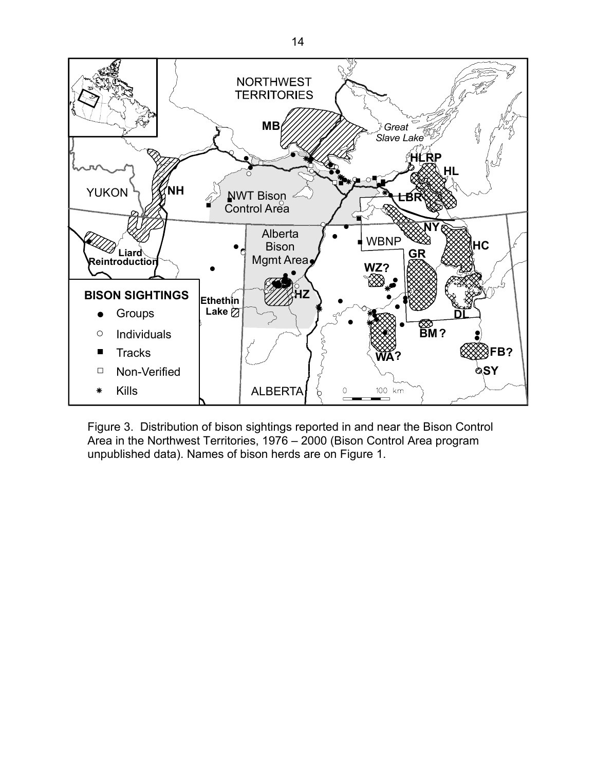Figure 3. Distribution of bison sightings reported in and near the Bison Control Area in the Northwest Territories, 1976 – 2000 (Bison Control Area program unpublished data). Names of bison herds are on Figure 1.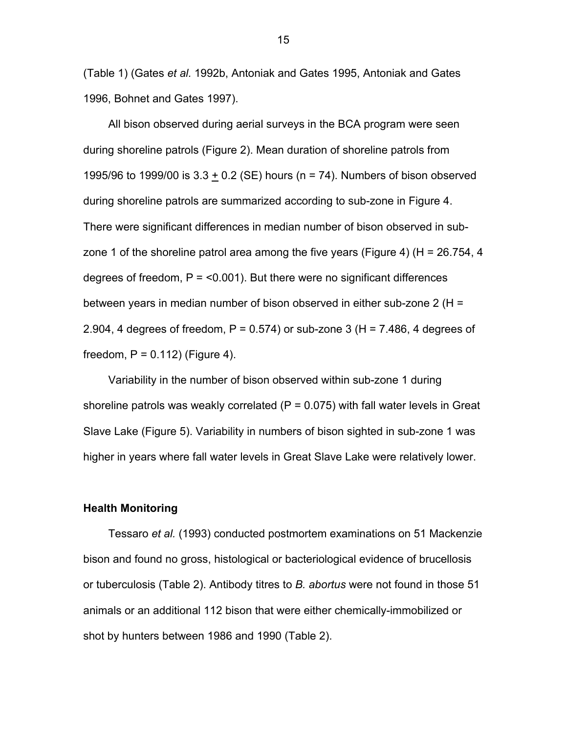(Table 1) (Gates *et al.* 1992b, Antoniak and Gates 1995, Antoniak and Gates 1996, Bohnet and Gates 1997).

All bison observed during aerial surveys in the BCA program were seen during shoreline patrols (Figure 2). Mean duration of shoreline patrols from 1995/96 to 1999/00 is 3.3 $\pm$ 0.2 (SE) hours ($n = 74$). Numbers of bison observed during shoreline patrols are summarized according to sub-zone in Figure 4. There were significant differences in median number of bison observed in sub-zone 1 of the shoreline patrol area among the five years (Figure 4) ($H = 26.754$, 4 degrees of freedom, $P = <0.001$). But there were no significant differences between years in median number of bison observed in either sub-zone 2 ($H = 2.904$, 4 degrees of freedom, $P = 0.574$) or sub-zone 3 ($H = 7.486$, 4 degrees of freedom, $P = 0.112$) (Figure 4).

Variability in the number of bison observed within sub-zone 1 during shoreline patrols was weakly correlated ($P = 0.075$) with fall water levels in Great Slave Lake (Figure 5). Variability in numbers of bison sighted in sub-zone 1 was higher in years where fall water levels in Great Slave Lake were relatively lower.

**Health Monitoring**

Tessaro *et al.* (1993) conducted postmortem examinations on 51 Mackenzie bison and found no gross, histological or bacteriological evidence of brucellosis or tuberculosis (Table 2). Antibody titres to *B. abortus* were not found in those 51 animals or an additional 112 bison that were either chemically-immobilized or shot by hunters between 1986 and 1990 (Table 2).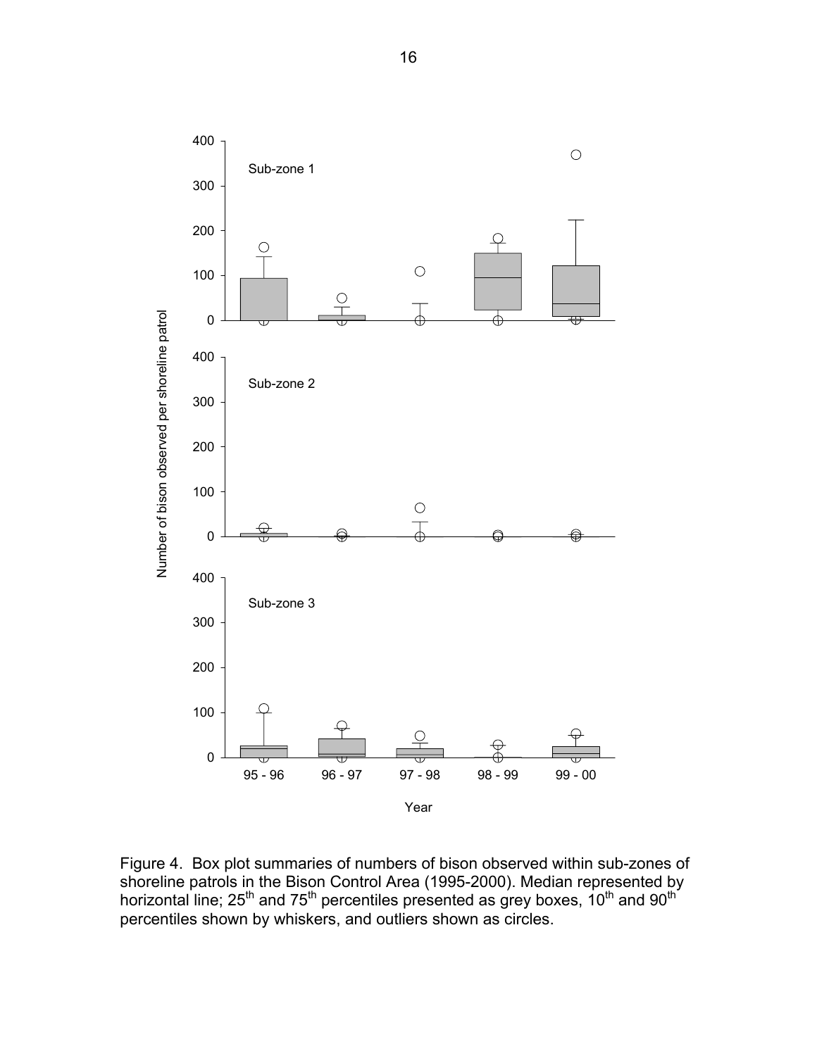Figure 4. Box plot summaries of numbers of bison observed within sub-zones of shoreline patrols in the Bison Control Area (1995-2000). Median represented by horizontal line; 25th and 75th percentiles presented as grey boxes, 10th and 90th percentiles shown by whiskers, and outliers shown as circles.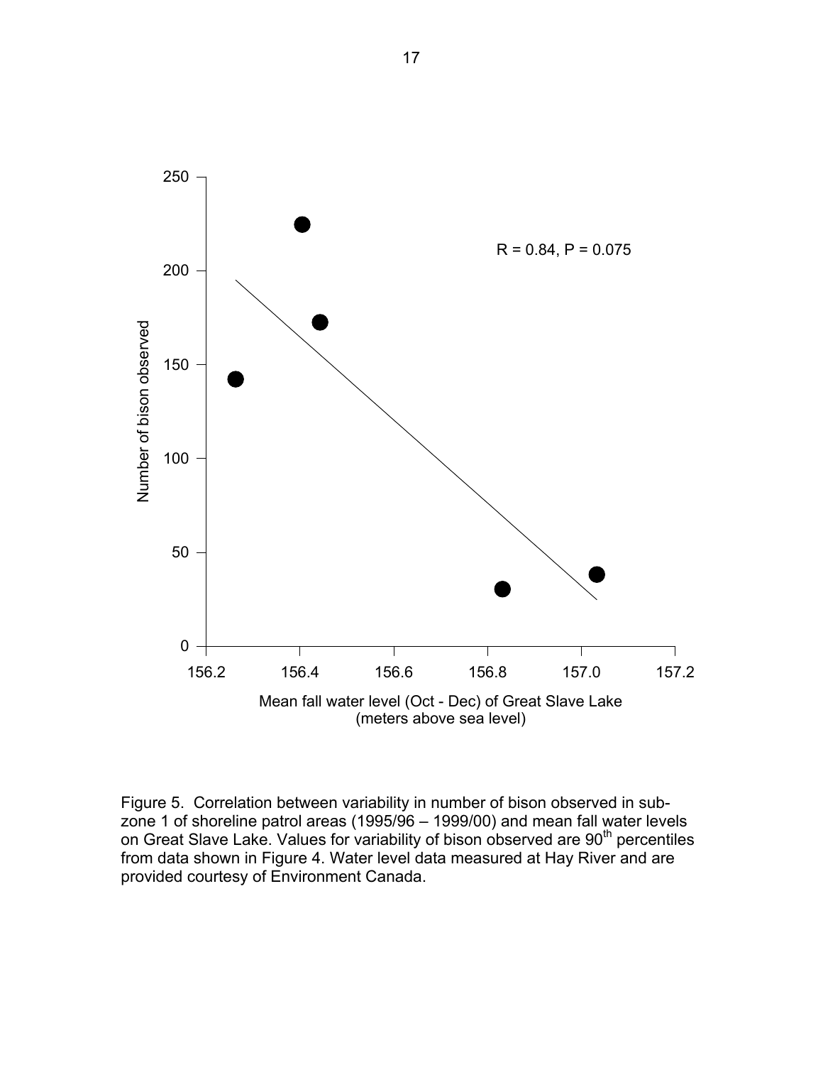Figure 5. Correlation between variability in number of bison observed in sub-zone 1 of shoreline patrol areas (1995/96 – 1999/00) and mean fall water levels on Great Slave Lake. Values for variability of bison observed are 90[th] percentiles from data shown in Figure 4. Water level data measured at Hay River and are provided courtesy of Environment Canada.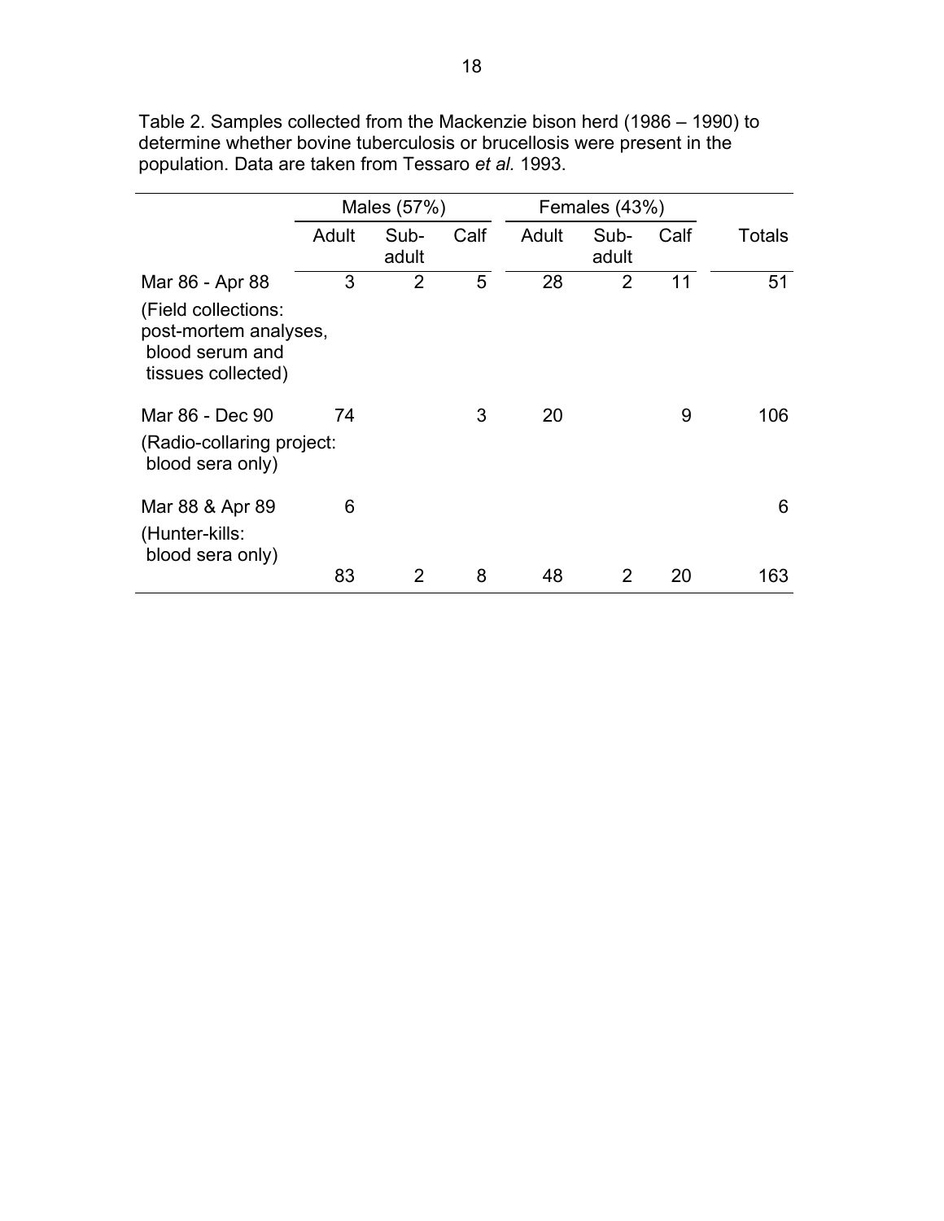Table 2. Samples collected from the Mackenzie bison herd (1986 – 1990) to determine whether bovine tuberculosis or brucellosis were present in the population. Data are taken from Tessaro *et al.* 1993.

| | Males (57%) | | | Females (43%) | | | |
|---|---|---|---|---|---|---|---|
| | Adult | Sub-adult | Calf | Adult | Sub-adult | Calf | Totals |
| Mar 86 - Apr 88 (Field collections: post-mortem analyses, blood serum and tissues collected) | 3 | 2 | 5 | 28 | 2 | 11 | 51 |
| Mar 86 - Dec 90 (Radio-collaring project: blood sera only) | 74 | | 3 | 20 | | 9 | 106 |
| Mar 88 & Apr 89 (Hunter-kills: blood sera only) | 6 | | | | | | 6 |
| | 83 | 2 | 8 | 48 | 2 | 20 | 163 |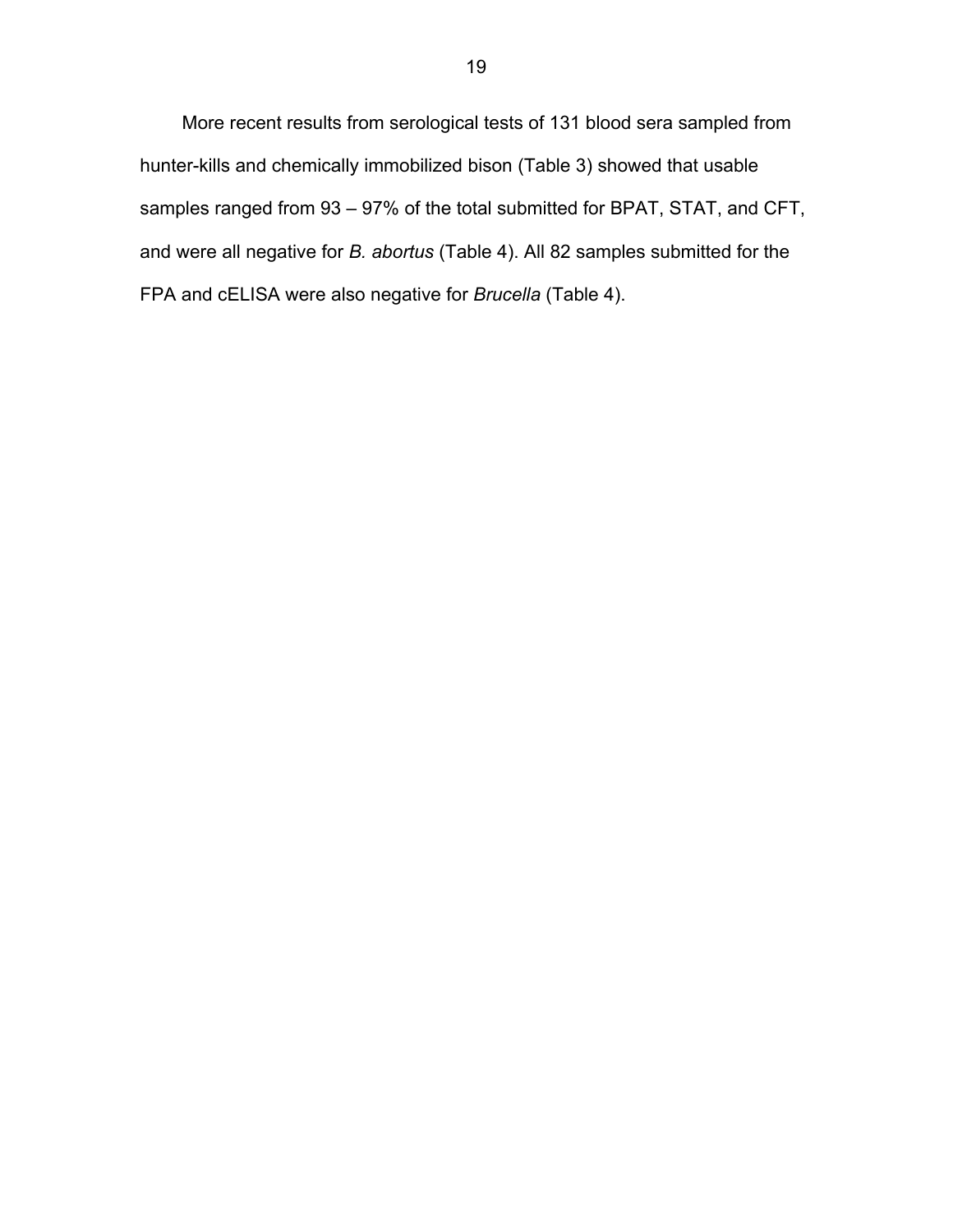More recent results from serological tests of 131 blood sera sampled from hunter-kills and chemically immobilized bison (Table 3) showed that usable samples ranged from 93 – 97% of the total submitted for BPAT, STAT, and CFT, and were all negative for *B. abortus* (Table 4). All 82 samples submitted for the FPA and cELISA were also negative for *Brucella* (Table 4).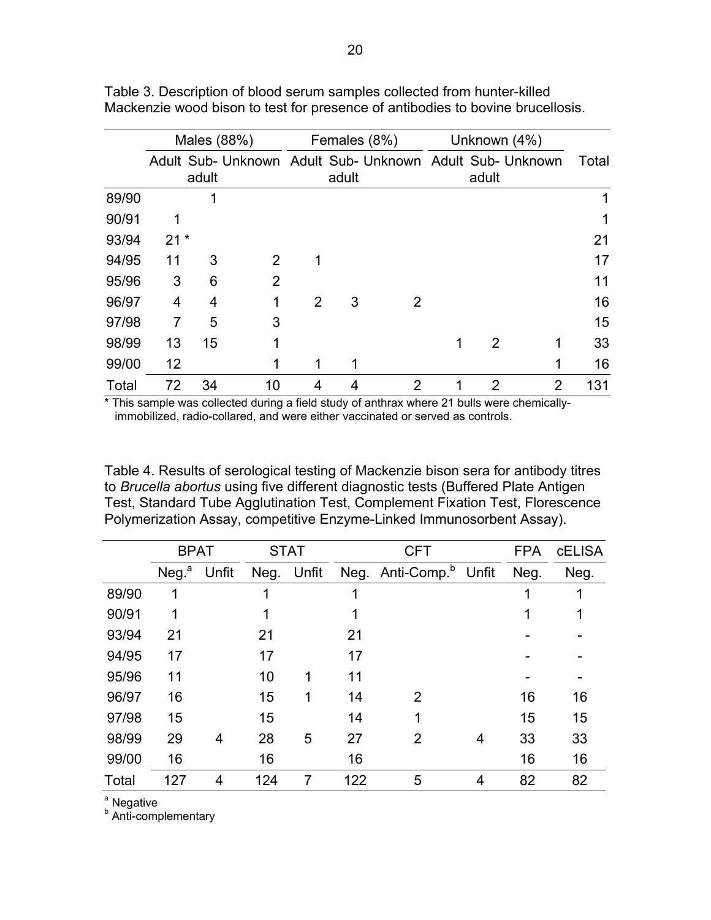Table 3. Description of blood serum samples collected from hunter-killed Mackenzie wood bison to test for presence of antibodies to bovine brucellosis.

| | Males (88%) | | | Females (8%) | | | Unknown (4%) | | | |
|---|---|---|---|---|---|---|---|---|---|---|
| | Adult | Sub-adult | Unknown | Adult | Sub-adult | Unknown | Adult | Sub-adult | Unknown | Total |
| 89/90 | | 1 | | | | | | | | 1 |
| 90/91 | 1 | | | | | | | | | 1 |
| 93/94 | 21 * | | | | | | | | | 21 |
| 94/95 | 11 | 3 | 2 | 1 | | | | | | 17 |
| 95/96 | 3 | 6 | 2 | | | | | | | 11 |
| 96/97 | 4 | 4 | 1 | 2 | 3 | 2 | | | | 16 |
| 97/98 | 7 | 5 | 3 | | | | | | | 15 |
| 98/99 | 13 | 15 | 1 | | | | 1 | 2 | 1 | 33 |
| 99/00 | 12 | | 1 | 1 | 1 | | | | 1 | 16 |
| Total | 72 | 34 | 10 | 4 | 4 | 2 | 1 | 2 | 2 | 131 |

* This sample was collected during a field study of anthrax where 21 bulls were chemically-immobilized, radio-collared, and were either vaccinated or served as controls.

Table 4. Results of serological testing of Mackenzie bison sera for antibody titres to *Brucella abortus* using five different diagnostic tests (Buffered Plate Antigen Test, Standard Tube Agglutination Test, Complement Fixation Test, Florescence Polymerization Assay, competitive Enzyme-Linked Immunosorbent Assay).

| | BPAT | | STAT | | CFT | | | FPA | cELISA |
|---|---|---|---|---|---|---|---|---|---|
| | Neg.[a] | Unfit | Neg. | Unfit | Neg. | Anti-Comp.[b] | Unfit | Neg. | Neg. |
| 89/90 | 1 | | 1 | | 1 | | | 1 | 1 |
| 90/91 | 1 | | 1 | | 1 | | | 1 | 1 |
| 93/94 | 21 | | 21 | | 21 | | | - | - |
| 94/95 | 17 | | 17 | | 17 | | | - | - |
| 95/96 | 11 | | 10 | 1 | 11 | | | - | - |
| 96/97 | 16 | | 15 | 1 | 14 | 2 | | 16 | 16 |
| 97/98 | 15 | | 15 | | 14 | 1 | | 15 | 15 |
| 98/99 | 29 | 4 | 28 | 5 | 27 | 2 | 4 | 33 | 33 |
| 99/00 | 16 | | 16 | | 16 | | | 16 | 16 |
| Total | 127 | 4 | 124 | 7 | 122 | 5 | 4 | 82 | 82 |

[a] Negative
[b] Anti-complementary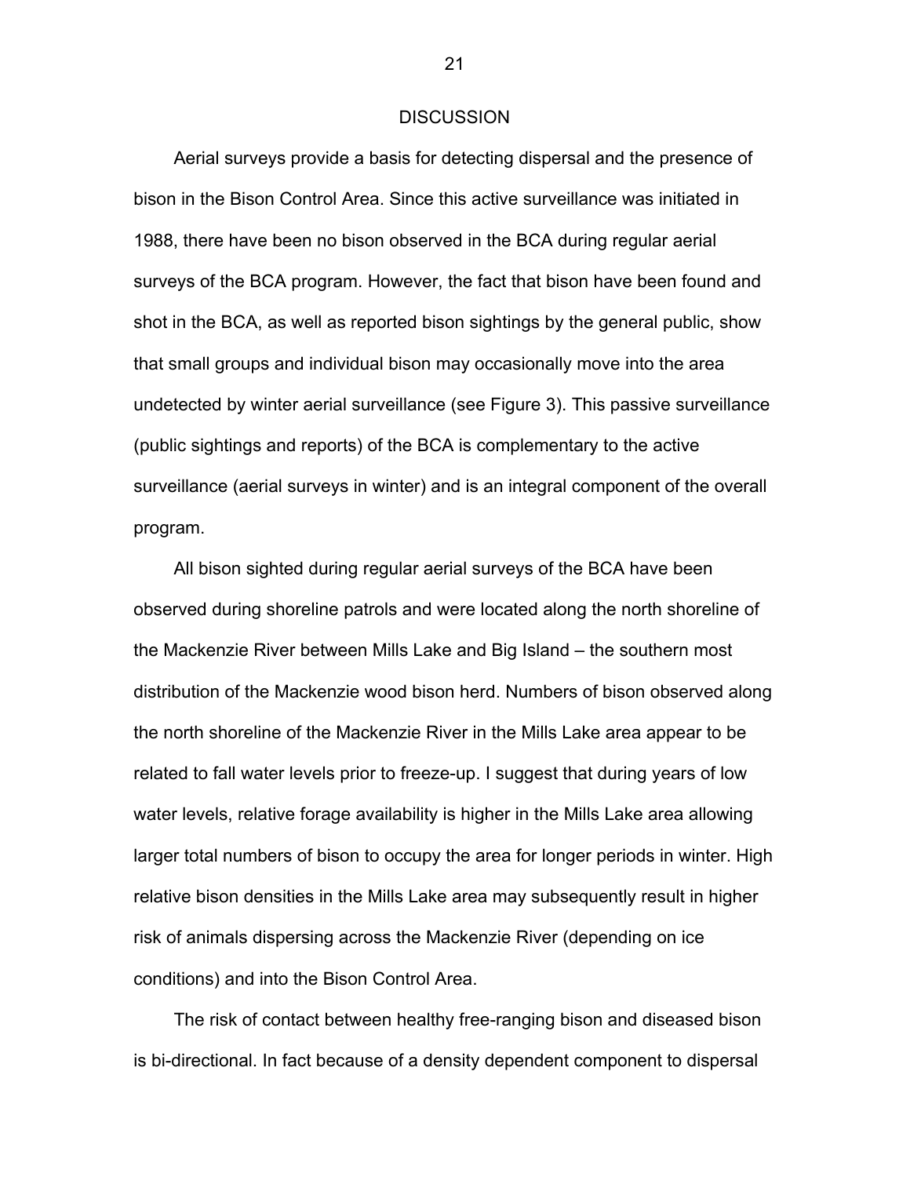# DISCUSSION

Aerial surveys provide a basis for detecting dispersal and the presence of bison in the Bison Control Area. Since this active surveillance was initiated in 1988, there have been no bison observed in the BCA during regular aerial surveys of the BCA program. However, the fact that bison have been found and shot in the BCA, as well as reported bison sightings by the general public, show that small groups and individual bison may occasionally move into the area undetected by winter aerial surveillance (see Figure 3). This passive surveillance (public sightings and reports) of the BCA is complementary to the active surveillance (aerial surveys in winter) and is an integral component of the overall program.

All bison sighted during regular aerial surveys of the BCA have been observed during shoreline patrols and were located along the north shoreline of the Mackenzie River between Mills Lake and Big Island – the southern most distribution of the Mackenzie wood bison herd. Numbers of bison observed along the north shoreline of the Mackenzie River in the Mills Lake area appear to be related to fall water levels prior to freeze-up. I suggest that during years of low water levels, relative forage availability is higher in the Mills Lake area allowing larger total numbers of bison to occupy the area for longer periods in winter. High relative bison densities in the Mills Lake area may subsequently result in higher risk of animals dispersing across the Mackenzie River (depending on ice conditions) and into the Bison Control Area.

The risk of contact between healthy free-ranging bison and diseased bison is bi-directional. In fact because of a density dependent component to dispersal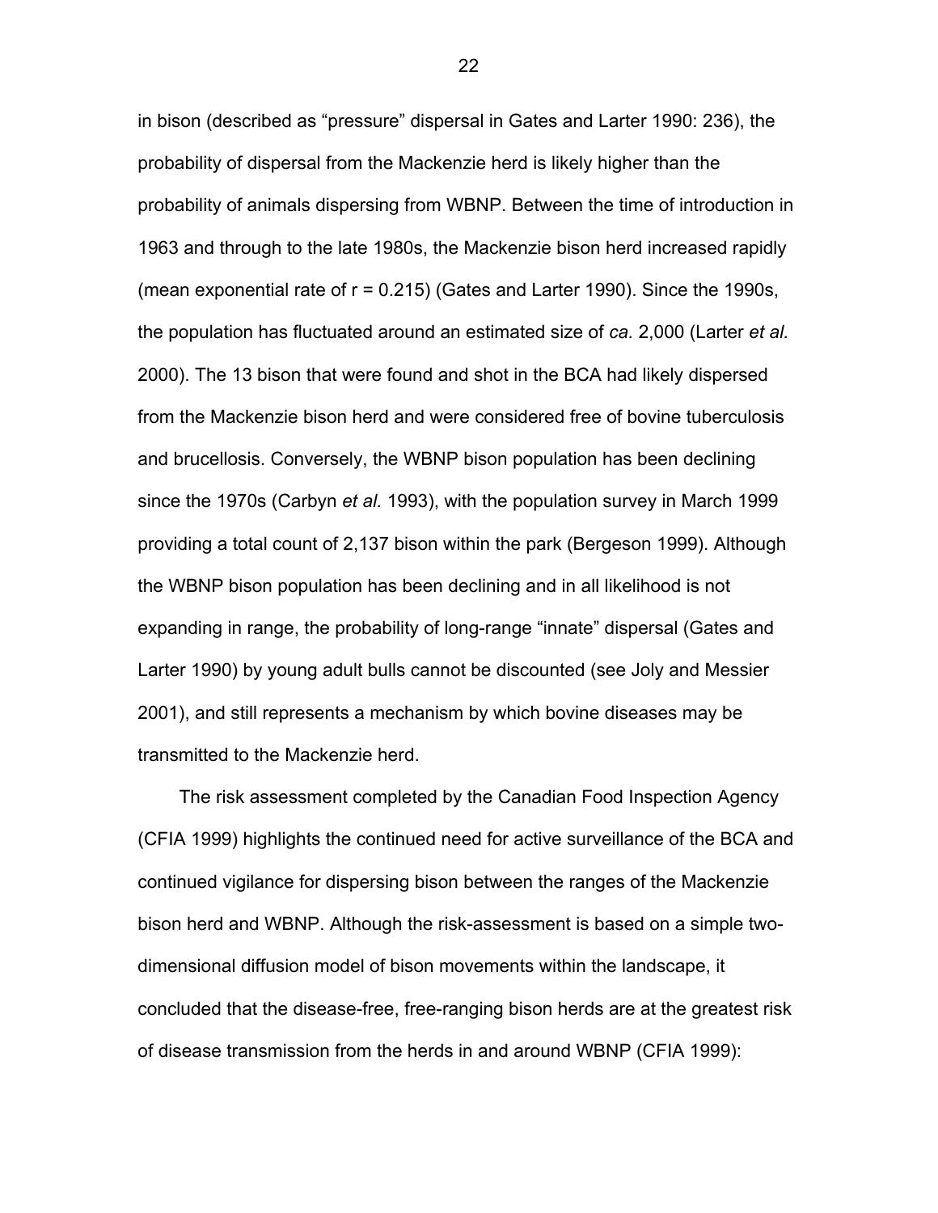in bison (described as "pressure" dispersal in Gates and Larter 1990: 236), the probability of dispersal from the Mackenzie herd is likely higher than the probability of animals dispersing from WBNP. Between the time of introduction in 1963 and through to the late 1980s, the Mackenzie bison herd increased rapidly (mean exponential rate of $r = 0.215$) (Gates and Larter 1990). Since the 1990s, the population has fluctuated around an estimated size of *ca.* 2,000 (Larter *et al.* 2000). The 13 bison that were found and shot in the BCA had likely dispersed from the Mackenzie bison herd and were considered free of bovine tuberculosis and brucellosis. Conversely, the WBNP bison population has been declining since the 1970s (Carbyn *et al.* 1993), with the population survey in March 1999 providing a total count of 2,137 bison within the park (Bergeson 1999). Although the WBNP bison population has been declining and in all likelihood is not expanding in range, the probability of long-range "innate" dispersal (Gates and Larter 1990) by young adult bulls cannot be discounted (see Joly and Messier 2001), and still represents a mechanism by which bovine diseases may be transmitted to the Mackenzie herd.

The risk assessment completed by the Canadian Food Inspection Agency (CFIA 1999) highlights the continued need for active surveillance of the BCA and continued vigilance for dispersing bison between the ranges of the Mackenzie bison herd and WBNP. Although the risk-assessment is based on a simple two-dimensional diffusion model of bison movements within the landscape, it concluded that the disease-free, free-ranging bison herds are at the greatest risk of disease transmission from the herds in and around WBNP (CFIA 1999):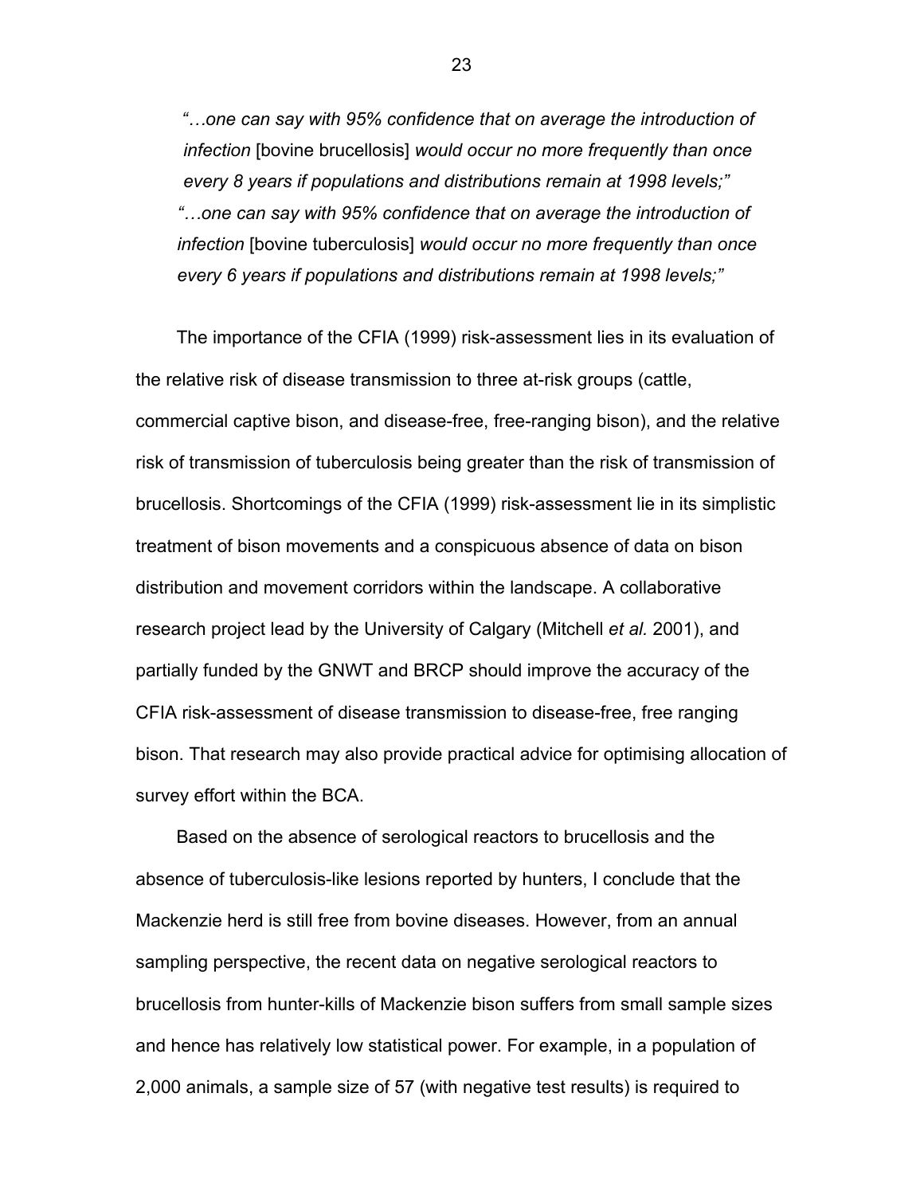> *"…one can say with 95% confidence that on average the introduction of infection* [bovine brucellosis] *would occur no more frequently than once every 8 years if populations and distributions remain at 1998 levels;"*
> *"…one can say with 95% confidence that on average the introduction of infection* [bovine tuberculosis] *would occur no more frequently than once every 6 years if populations and distributions remain at 1998 levels;"*

The importance of the CFIA (1999) risk-assessment lies in its evaluation of the relative risk of disease transmission to three at-risk groups (cattle, commercial captive bison, and disease-free, free-ranging bison), and the relative risk of transmission of tuberculosis being greater than the risk of transmission of brucellosis. Shortcomings of the CFIA (1999) risk-assessment lie in its simplistic treatment of bison movements and a conspicuous absence of data on bison distribution and movement corridors within the landscape. A collaborative research project lead by the University of Calgary (Mitchell *et al.* 2001), and partially funded by the GNWT and BRCP should improve the accuracy of the CFIA risk-assessment of disease transmission to disease-free, free ranging bison. That research may also provide practical advice for optimising allocation of survey effort within the BCA.

Based on the absence of serological reactors to brucellosis and the absence of tuberculosis-like lesions reported by hunters, I conclude that the Mackenzie herd is still free from bovine diseases. However, from an annual sampling perspective, the recent data on negative serological reactors to brucellosis from hunter-kills of Mackenzie bison suffers from small sample sizes and hence has relatively low statistical power. For example, in a population of 2,000 animals, a sample size of 57 (with negative test results) is required to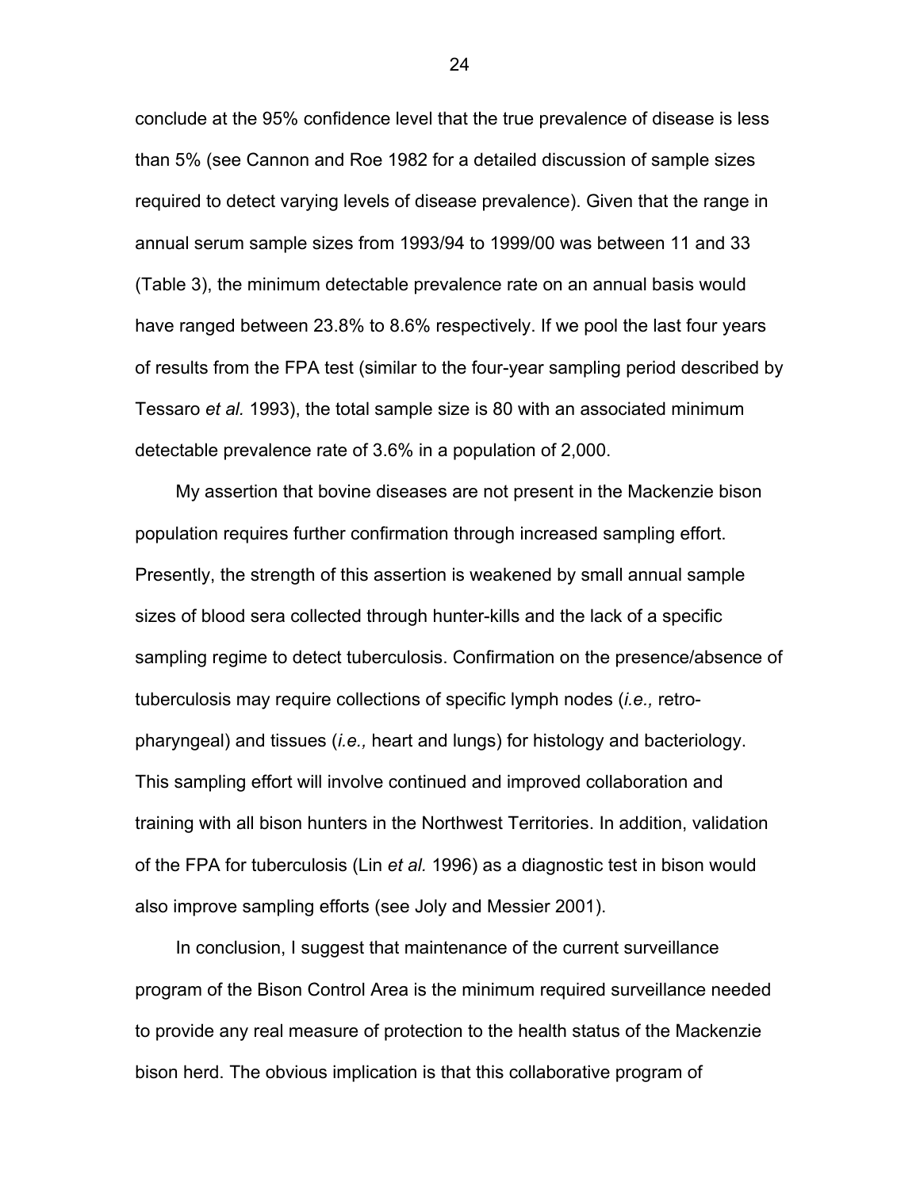conclude at the 95% confidence level that the true prevalence of disease is less than 5% (see Cannon and Roe 1982 for a detailed discussion of sample sizes required to detect varying levels of disease prevalence). Given that the range in annual serum sample sizes from 1993/94 to 1999/00 was between 11 and 33 (Table 3), the minimum detectable prevalence rate on an annual basis would have ranged between 23.8% to 8.6% respectively. If we pool the last four years of results from the FPA test (similar to the four-year sampling period described by Tessaro *et al.* 1993), the total sample size is 80 with an associated minimum detectable prevalence rate of 3.6% in a population of 2,000.

My assertion that bovine diseases are not present in the Mackenzie bison population requires further confirmation through increased sampling effort. Presently, the strength of this assertion is weakened by small annual sample sizes of blood sera collected through hunter-kills and the lack of a specific sampling regime to detect tuberculosis. Confirmation on the presence/absence of tuberculosis may require collections of specific lymph nodes (*i.e.,* retro-pharyngeal) and tissues (*i.e.,* heart and lungs) for histology and bacteriology. This sampling effort will involve continued and improved collaboration and training with all bison hunters in the Northwest Territories. In addition, validation of the FPA for tuberculosis (Lin *et al.* 1996) as a diagnostic test in bison would also improve sampling efforts (see Joly and Messier 2001).

In conclusion, I suggest that maintenance of the current surveillance program of the Bison Control Area is the minimum required surveillance needed to provide any real measure of protection to the health status of the Mackenzie bison herd. The obvious implication is that this collaborative program of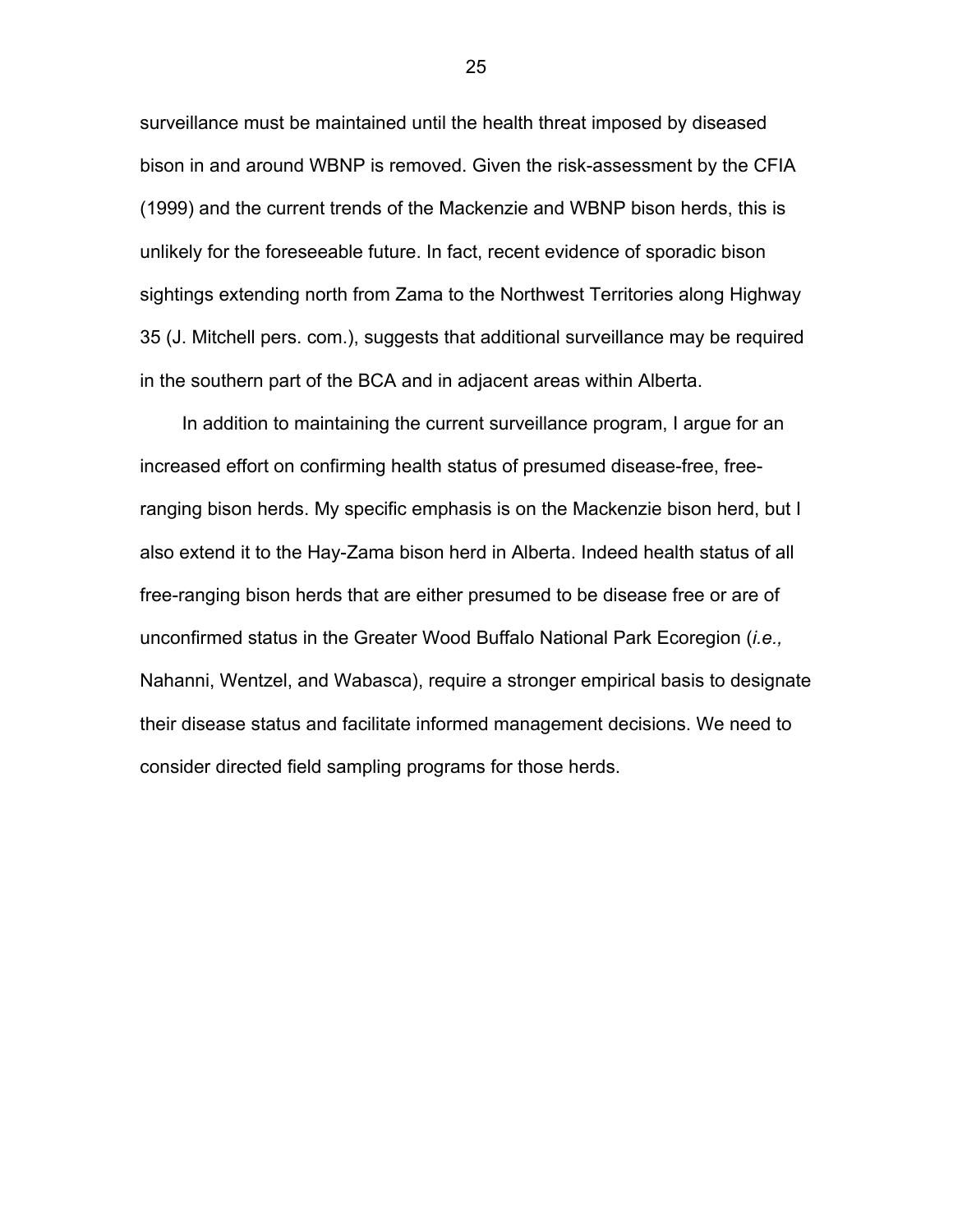surveillance must be maintained until the health threat imposed by diseased bison in and around WBNP is removed. Given the risk-assessment by the CFIA (1999) and the current trends of the Mackenzie and WBNP bison herds, this is unlikely for the foreseeable future. In fact, recent evidence of sporadic bison sightings extending north from Zama to the Northwest Territories along Highway 35 (J. Mitchell pers. com.), suggests that additional surveillance may be required in the southern part of the BCA and in adjacent areas within Alberta.

In addition to maintaining the current surveillance program, I argue for an increased effort on confirming health status of presumed disease-free, free-ranging bison herds. My specific emphasis is on the Mackenzie bison herd, but I also extend it to the Hay-Zama bison herd in Alberta. Indeed health status of all free-ranging bison herds that are either presumed to be disease free or are of unconfirmed status in the Greater Wood Buffalo National Park Ecoregion (*i.e.,* Nahanni, Wentzel, and Wabasca), require a stronger empirical basis to designate their disease status and facilitate informed management decisions. We need to consider directed field sampling programs for those herds.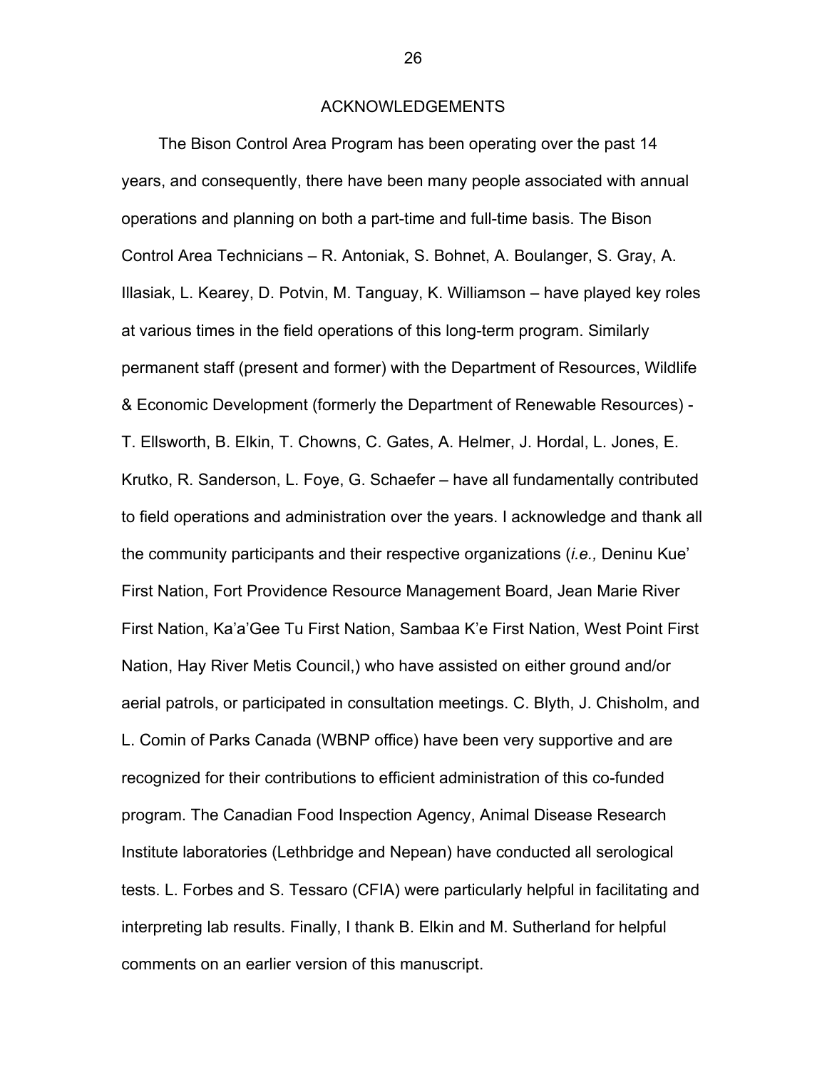## ACKNOWLEDGEMENTS

The Bison Control Area Program has been operating over the past 14 years, and consequently, there have been many people associated with annual operations and planning on both a part-time and full-time basis. The Bison Control Area Technicians – R. Antoniak, S. Bohnet, A. Boulanger, S. Gray, A. Illasiak, L. Kearey, D. Potvin, M. Tanguay, K. Williamson – have played key roles at various times in the field operations of this long-term program. Similarly permanent staff (present and former) with the Department of Resources, Wildlife & Economic Development (formerly the Department of Renewable Resources) - T. Ellsworth, B. Elkin, T. Chowns, C. Gates, A. Helmer, J. Hordal, L. Jones, E. Krutko, R. Sanderson, L. Foye, G. Schaefer – have all fundamentally contributed to field operations and administration over the years. I acknowledge and thank all the community participants and their respective organizations (*i.e.,* Deninu Kue' First Nation, Fort Providence Resource Management Board, Jean Marie River First Nation, Ka'a'Gee Tu First Nation, Sambaa K'e First Nation, West Point First Nation, Hay River Metis Council,) who have assisted on either ground and/or aerial patrols, or participated in consultation meetings. C. Blyth, J. Chisholm, and L. Comin of Parks Canada (WBNP office) have been very supportive and are recognized for their contributions to efficient administration of this co-funded program. The Canadian Food Inspection Agency, Animal Disease Research Institute laboratories (Lethbridge and Nepean) have conducted all serological tests. L. Forbes and S. Tessaro (CFIA) were particularly helpful in facilitating and interpreting lab results. Finally, I thank B. Elkin and M. Sutherland for helpful comments on an earlier version of this manuscript.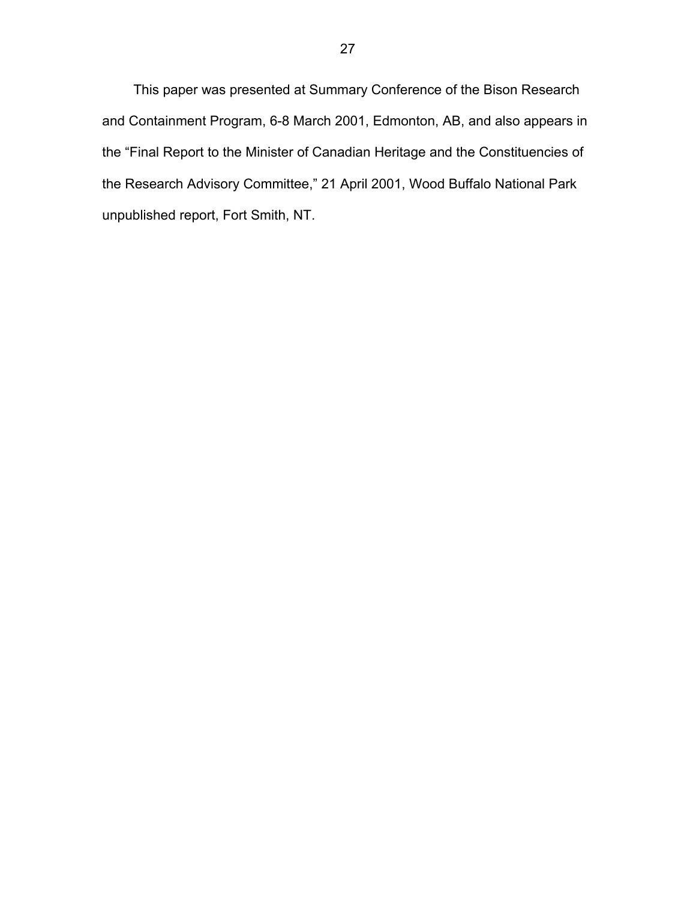This paper was presented at Summary Conference of the Bison Research and Containment Program, 6-8 March 2001, Edmonton, AB, and also appears in the "Final Report to the Minister of Canadian Heritage and the Constituencies of the Research Advisory Committee," 21 April 2001, Wood Buffalo National Park unpublished report, Fort Smith, NT.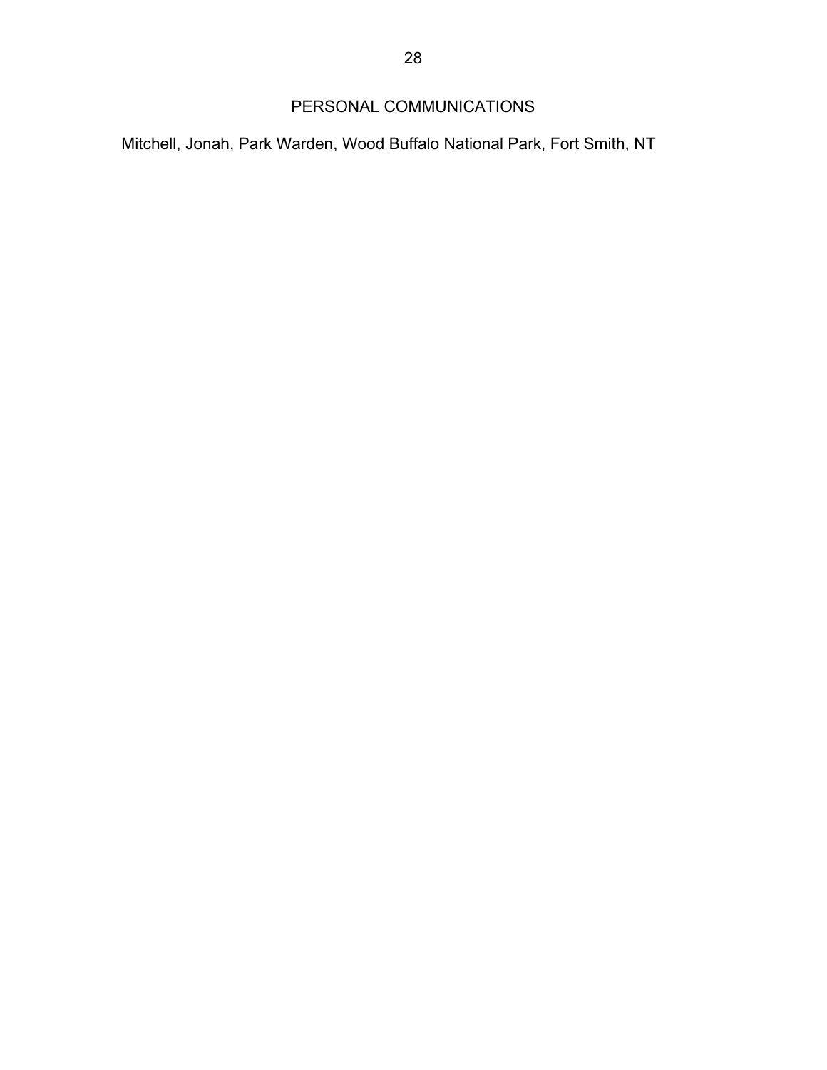# PERSONAL COMMUNICATIONS

Mitchell, Jonah, Park Warden, Wood Buffalo National Park, Fort Smith, NT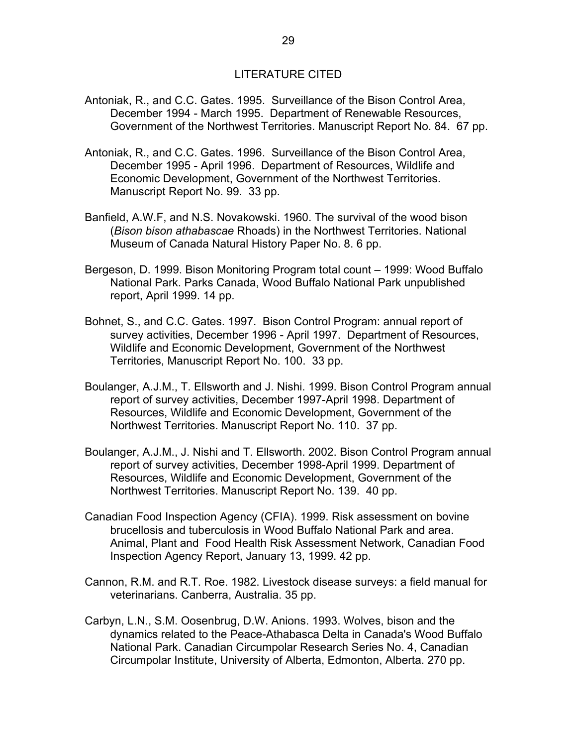## LITERATURE CITED

Antoniak, R., and C.C. Gates. 1995. Surveillance of the Bison Control Area, December 1994 - March 1995. Department of Renewable Resources, Government of the Northwest Territories. Manuscript Report No. 84. 67 pp.

Antoniak, R., and C.C. Gates. 1996. Surveillance of the Bison Control Area, December 1995 - April 1996. Department of Resources, Wildlife and Economic Development, Government of the Northwest Territories. Manuscript Report No. 99. 33 pp.

Banfield, A.W.F, and N.S. Novakowski. 1960. The survival of the wood bison (*Bison bison athabascae* Rhoads) in the Northwest Territories. National Museum of Canada Natural History Paper No. 8. 6 pp.

Bergeson, D. 1999. Bison Monitoring Program total count – 1999: Wood Buffalo National Park. Parks Canada, Wood Buffalo National Park unpublished report, April 1999. 14 pp.

Bohnet, S., and C.C. Gates. 1997. Bison Control Program: annual report of survey activities, December 1996 - April 1997. Department of Resources, Wildlife and Economic Development, Government of the Northwest Territories, Manuscript Report No. 100. 33 pp.

Boulanger, A.J.M., T. Ellsworth and J. Nishi. 1999. Bison Control Program annual report of survey activities, December 1997-April 1998. Department of Resources, Wildlife and Economic Development, Government of the Northwest Territories. Manuscript Report No. 110. 37 pp.

Boulanger, A.J.M., J. Nishi and T. Ellsworth. 2002. Bison Control Program annual report of survey activities, December 1998-April 1999. Department of Resources, Wildlife and Economic Development, Government of the Northwest Territories. Manuscript Report No. 139. 40 pp.

Canadian Food Inspection Agency (CFIA). 1999. Risk assessment on bovine brucellosis and tuberculosis in Wood Buffalo National Park and area. Animal, Plant and Food Health Risk Assessment Network, Canadian Food Inspection Agency Report, January 13, 1999. 42 pp.

Cannon, R.M. and R.T. Roe. 1982. Livestock disease surveys: a field manual for veterinarians. Canberra, Australia. 35 pp.

Carbyn, L.N., S.M. Oosenbrug, D.W. Anions. 1993. Wolves, bison and the dynamics related to the Peace-Athabasca Delta in Canada's Wood Buffalo National Park. Canadian Circumpolar Research Series No. 4, Canadian Circumpolar Institute, University of Alberta, Edmonton, Alberta. 270 pp.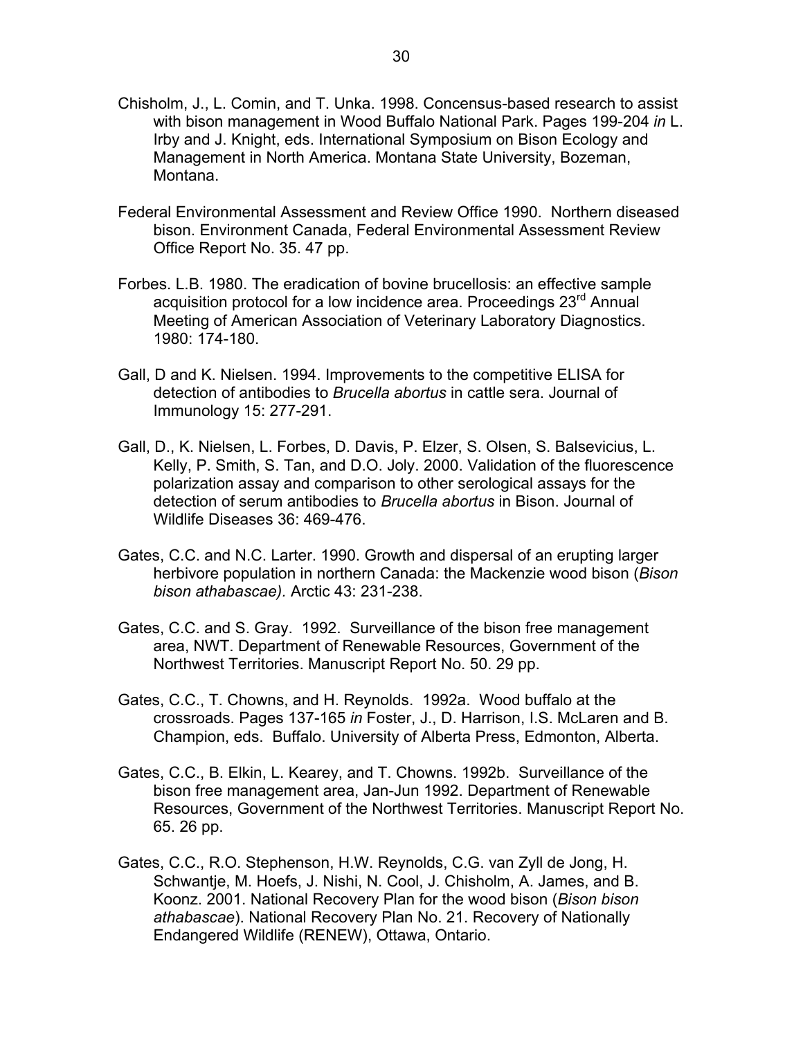Chisholm, J., L. Comin, and T. Unka. 1998. Concensus-based research to assist with bison management in Wood Buffalo National Park. Pages 199-204 *in* L. Irby and J. Knight, eds. International Symposium on Bison Ecology and Management in North America. Montana State University, Bozeman, Montana.

Federal Environmental Assessment and Review Office 1990. Northern diseased bison. Environment Canada, Federal Environmental Assessment Review Office Report No. 35. 47 pp.

Forbes. L.B. 1980. The eradication of bovine brucellosis: an effective sample acquisition protocol for a low incidence area. Proceedings 23rd Annual Meeting of American Association of Veterinary Laboratory Diagnostics. 1980: 174-180.

Gall, D and K. Nielsen. 1994. Improvements to the competitive ELISA for detection of antibodies to *Brucella abortus* in cattle sera. Journal of Immunology 15: 277-291.

Gall, D., K. Nielsen, L. Forbes, D. Davis, P. Elzer, S. Olsen, S. Balsevicius, L. Kelly, P. Smith, S. Tan, and D.O. Joly. 2000. Validation of the fluorescence polarization assay and comparison to other serological assays for the detection of serum antibodies to *Brucella abortus* in Bison. Journal of Wildlife Diseases 36: 469-476.

Gates, C.C. and N.C. Larter. 1990. Growth and dispersal of an erupting larger herbivore population in northern Canada: the Mackenzie wood bison (*Bison bison athabascae).* Arctic 43: 231-238.

Gates, C.C. and S. Gray. 1992. Surveillance of the bison free management area, NWT. Department of Renewable Resources, Government of the Northwest Territories. Manuscript Report No. 50. 29 pp.

Gates, C.C., T. Chowns, and H. Reynolds. 1992a. Wood buffalo at the crossroads. Pages 137-165 *in* Foster, J., D. Harrison, I.S. McLaren and B. Champion, eds. Buffalo. University of Alberta Press, Edmonton, Alberta.

Gates, C.C., B. Elkin, L. Kearey, and T. Chowns. 1992b. Surveillance of the bison free management area, Jan-Jun 1992. Department of Renewable Resources, Government of the Northwest Territories. Manuscript Report No. 65. 26 pp.

Gates, C.C., R.O. Stephenson, H.W. Reynolds, C.G. van Zyll de Jong, H. Schwantje, M. Hoefs, J. Nishi, N. Cool, J. Chisholm, A. James, and B. Koonz. 2001. National Recovery Plan for the wood bison (*Bison bison athabascae*). National Recovery Plan No. 21. Recovery of Nationally Endangered Wildlife (RENEW), Ottawa, Ontario.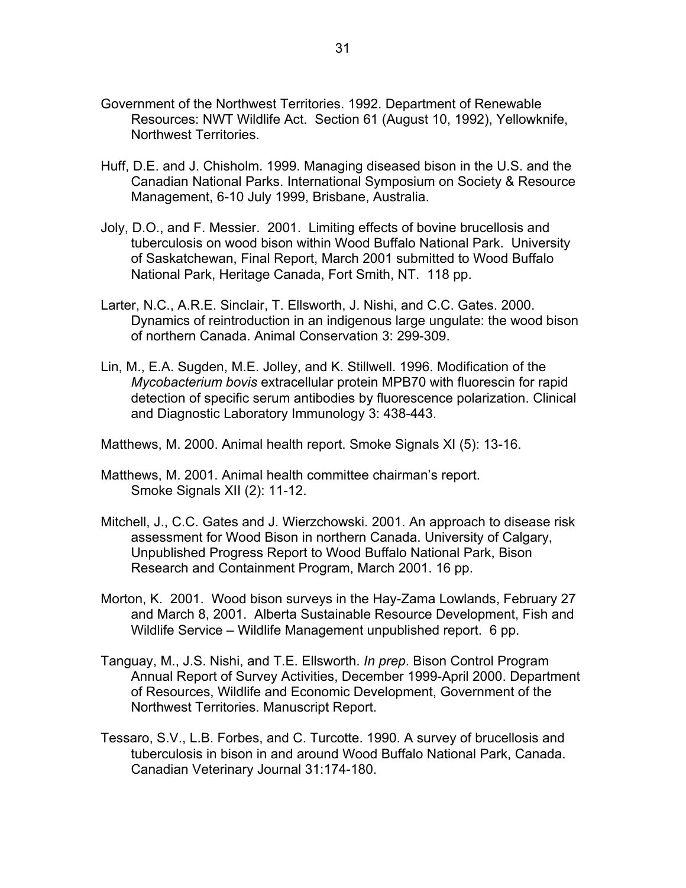Government of the Northwest Territories. 1992. Department of Renewable Resources: NWT Wildlife Act. Section 61 (August 10, 1992), Yellowknife, Northwest Territories.

Huff, D.E. and J. Chisholm. 1999. Managing diseased bison in the U.S. and the Canadian National Parks. International Symposium on Society & Resource Management, 6-10 July 1999, Brisbane, Australia.

Joly, D.O., and F. Messier. 2001. Limiting effects of bovine brucellosis and tuberculosis on wood bison within Wood Buffalo National Park. University of Saskatchewan, Final Report, March 2001 submitted to Wood Buffalo National Park, Heritage Canada, Fort Smith, NT. 118 pp.

Larter, N.C., A.R.E. Sinclair, T. Ellsworth, J. Nishi, and C.C. Gates. 2000. Dynamics of reintroduction in an indigenous large ungulate: the wood bison of northern Canada. Animal Conservation 3: 299-309.

Lin, M., E.A. Sugden, M.E. Jolley, and K. Stillwell. 1996. Modification of the *Mycobacterium bovis* extracellular protein MPB70 with fluorescin for rapid detection of specific serum antibodies by fluorescence polarization. Clinical and Diagnostic Laboratory Immunology 3: 438-443.

Matthews, M. 2000. Animal health report. Smoke Signals XI (5): 13-16.

Matthews, M. 2001. Animal health committee chairman's report. Smoke Signals XII (2): 11-12.

Mitchell, J., C.C. Gates and J. Wierzchowski. 2001. An approach to disease risk assessment for Wood Bison in northern Canada. University of Calgary, Unpublished Progress Report to Wood Buffalo National Park, Bison Research and Containment Program, March 2001. 16 pp.

Morton, K. 2001. Wood bison surveys in the Hay-Zama Lowlands, February 27 and March 8, 2001. Alberta Sustainable Resource Development, Fish and Wildlife Service – Wildlife Management unpublished report. 6 pp.

Tanguay, M., J.S. Nishi, and T.E. Ellsworth. *In prep*. Bison Control Program Annual Report of Survey Activities, December 1999-April 2000. Department of Resources, Wildlife and Economic Development, Government of the Northwest Territories. Manuscript Report.

Tessaro, S.V., L.B. Forbes, and C. Turcotte. 1990. A survey of brucellosis and tuberculosis in bison in and around Wood Buffalo National Park, Canada. Canadian Veterinary Journal 31:174-180.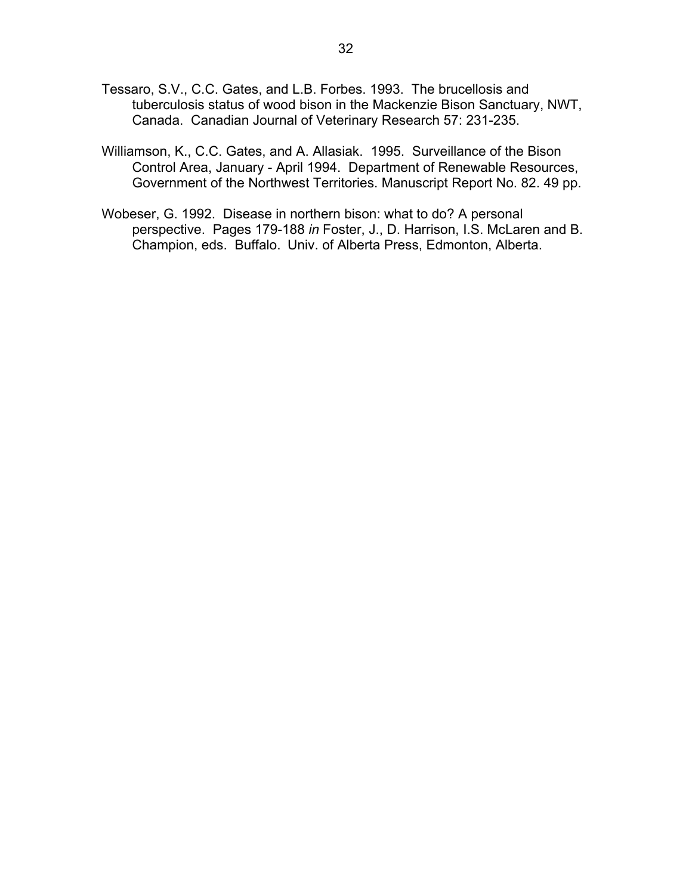Tessaro, S.V., C.C. Gates, and L.B. Forbes. 1993. The brucellosis and tuberculosis status of wood bison in the Mackenzie Bison Sanctuary, NWT, Canada. Canadian Journal of Veterinary Research 57: 231-235.

Williamson, K., C.C. Gates, and A. Allasiak. 1995. Surveillance of the Bison Control Area, January - April 1994. Department of Renewable Resources, Government of the Northwest Territories. Manuscript Report No. 82. 49 pp.

Wobeser, G. 1992. Disease in northern bison: what to do? A personal perspective. Pages 179-188 *in* Foster, J., D. Harrison, I.S. McLaren and B. Champion, eds. Buffalo. Univ. of Alberta Press, Edmonton, Alberta.